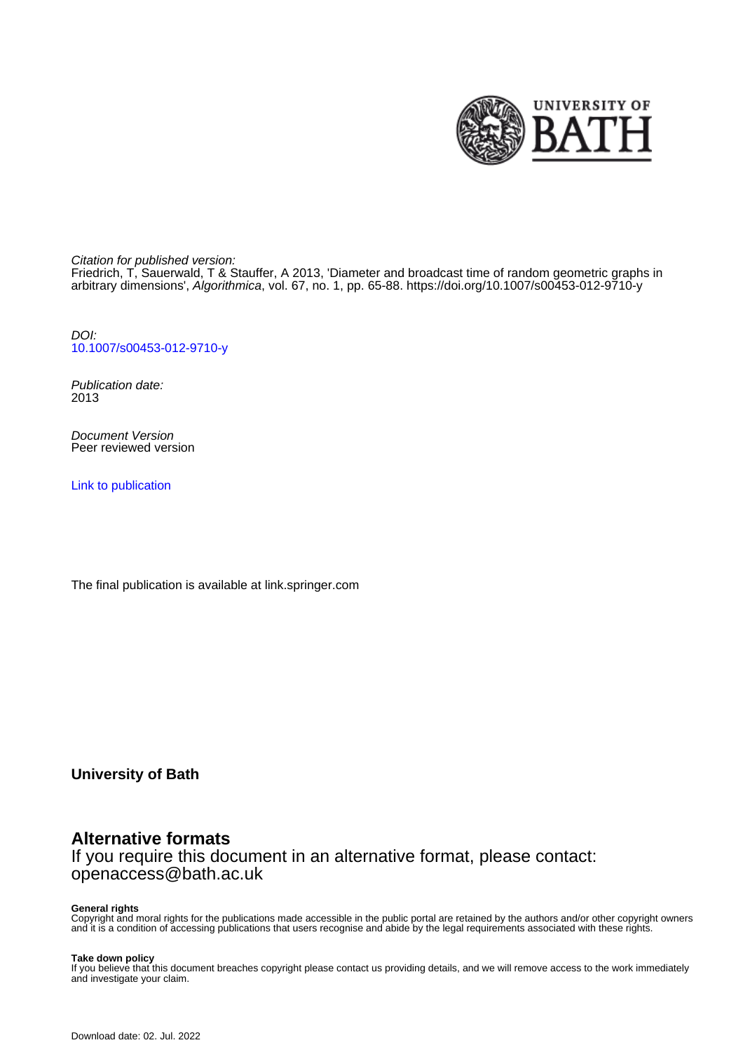Citation for published version:
Friedrich, T, Sauerwald, T & Stauffer, A 2013, 'Diameter and broadcast time of random geometric graphs in arbitrary dimensions', *Algorithmica*, vol. 67, no. 1, pp. 65-88. https://doi.org/10.1007/s00453-012-9710-y

DOI:
10.1007/s00453-012-9710-y

Publication date:
2013

Document Version
Peer reviewed version

Link to publication

The final publication is available at link.springer.com

**University of Bath**

## Alternative formats

If you require this document in an alternative format, please contact:
openaccess@bath.ac.uk

**General rights**
Copyright and moral rights for the publications made accessible in the public portal are retained by the authors and/or other copyright owners and it is a condition of accessing publications that users recognise and abide by the legal requirements associated with these rights.

**Take down policy**
If you believe that this document breaches copyright please contact us providing details, and we will remove access to the work immediately and investigate your claim.

Download date: 02. Jul. 2022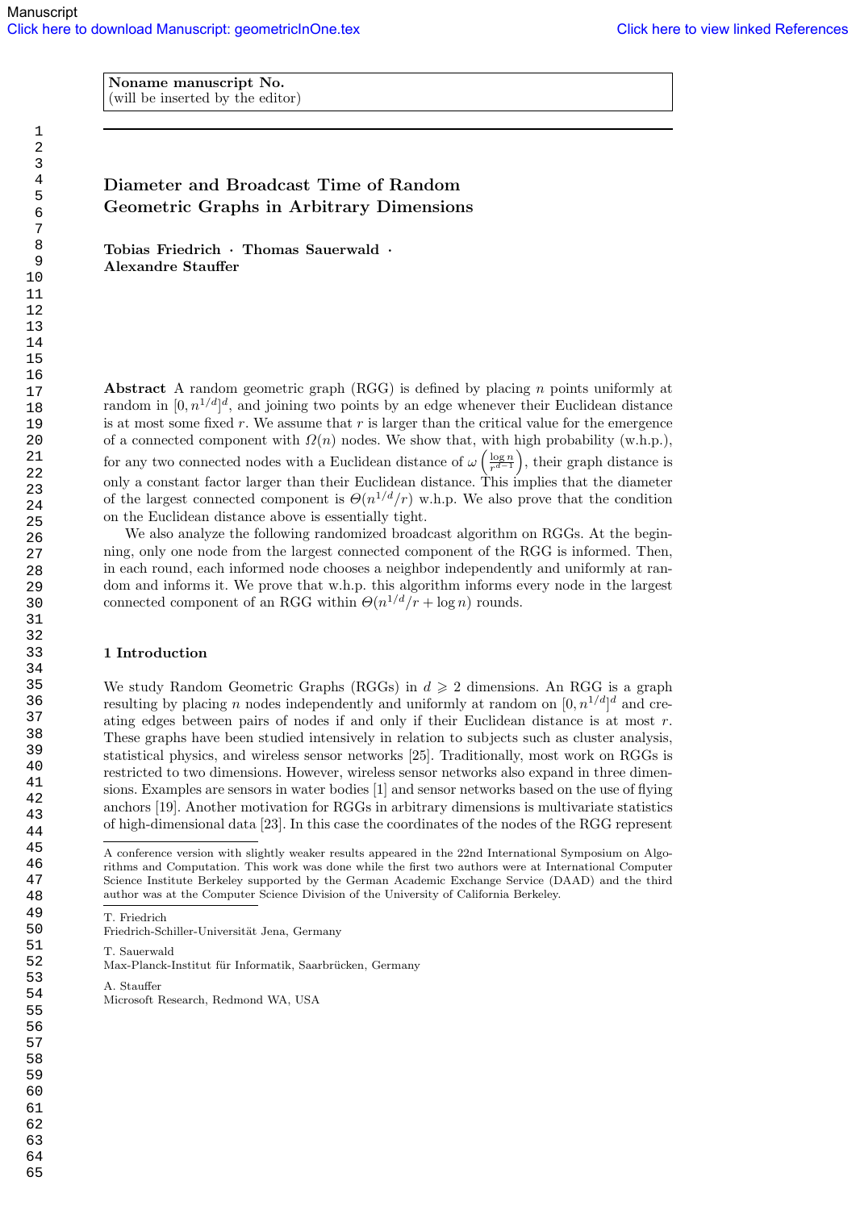Noname manuscript No.
(will be inserted by the editor)

# Diameter and Broadcast Time of Random Geometric Graphs in Arbitrary Dimensions

**Tobias Friedrich · Thomas Sauerwald · Alexandre Stauffer**

**Abstract** A random geometric graph (RGG) is defined by placing $n$ points uniformly at random in $[0, n^{1/d}]^d$, and joining two points by an edge whenever their Euclidean distance is at most some fixed $r$. We assume that $r$ is larger than the critical value for the emergence of a connected component with $\Omega(n)$ nodes. We show that, with high probability (w.h.p.), for any two connected nodes with a Euclidean distance of $\omega\left(\frac{\log n}{r^{d-1}}\right)$, their graph distance is only a constant factor larger than their Euclidean distance. This implies that the diameter of the largest connected component is $\Theta(n^{1/d}/r)$ w.h.p. We also prove that the condition on the Euclidean distance above is essentially tight.

We also analyze the following randomized broadcast algorithm on RGGs. At the beginning, only one node from the largest connected component of the RGG is informed. Then, in each round, each informed node chooses a neighbor independently and uniformly at random and informs it. We prove that w.h.p. this algorithm informs every node in the largest connected component of an RGG within $\Theta(n^{1/d}/r + \log n)$ rounds.

## 1 Introduction

We study Random Geometric Graphs (RGGs) in $d \geqslant 2$ dimensions. An RGG is a graph resulting by placing $n$ nodes independently and uniformly at random on $[0, n^{1/d}]^d$ and creating edges between pairs of nodes if and only if their Euclidean distance is at most $r$. These graphs have been studied intensively in relation to subjects such as cluster analysis, statistical physics, and wireless sensor networks [25]. Traditionally, most work on RGGs is restricted to two dimensions. However, wireless sensor networks also expand in three dimensions. Examples are sensors in water bodies [1] and sensor networks based on the use of flying anchors [19]. Another motivation for RGGs in arbitrary dimensions is multivariate statistics of high-dimensional data [23]. In this case the coordinates of the nodes of the RGG represent

---

A conference version with slightly weaker results appeared in the 22nd International Symposium on Algorithms and Computation. This work was done while the first two authors were at International Computer Science Institute Berkeley supported by the German Academic Exchange Service (DAAD) and the third author was at the Computer Science Division of the University of California Berkeley.

T. Friedrich
Friedrich-Schiller-Universität Jena, Germany

T. Sauerwald
Max-Planck-Institut für Informatik, Saarbrücken, Germany

A. Stauffer
Microsoft Research, Redmond WA, USA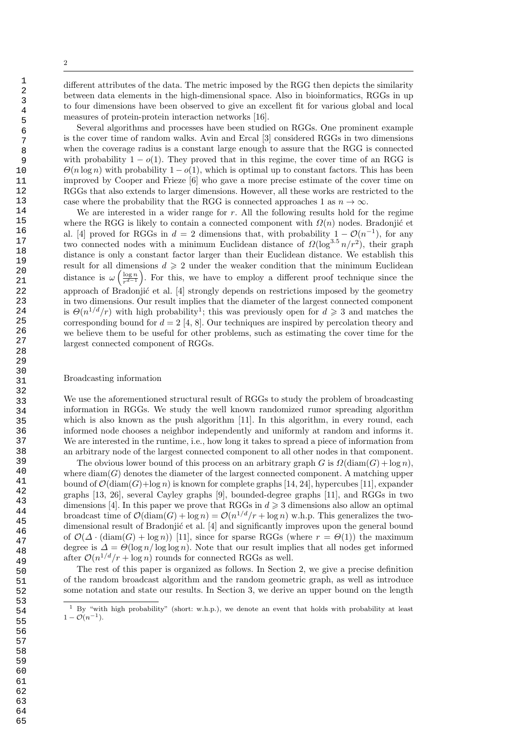different attributes of the data. The metric imposed by the RGG then depicts the similarity between data elements in the high-dimensional space. Also in bioinformatics, RGGs in up to four dimensions have been observed to give an excellent fit for various global and local measures of protein-protein interaction networks [16].

Several algorithms and processes have been studied on RGGs. One prominent example is the cover time of random walks. Avin and Ercal [3] considered RGGs in two dimensions when the coverage radius is a constant large enough to assure that the RGG is connected with probability $1 - o(1)$. They proved that in this regime, the cover time of an RGG is $\Theta(n \log n)$ with probability $1 - o(1)$, which is optimal up to constant factors. This has been improved by Cooper and Frieze [6] who gave a more precise estimate of the cover time on RGGs that also extends to larger dimensions. However, all these works are restricted to the case where the probability that the RGG is connected approaches 1 as $n \to \infty$.

We are interested in a wider range for $r$. All the following results hold for the regime where the RGG is likely to contain a connected component with $\Omega(n)$ nodes. Bradonjić et al. [4] proved for RGGs in $d = 2$ dimensions that, with probability $1 - \mathcal{O}(n^{-1})$, for any two connected nodes with a minimum Euclidean distance of $\Omega(\log^{3.5} n/r^2)$, their graph distance is only a constant factor larger than their Euclidean distance. We establish this result for all dimensions $d \geqslant 2$ under the weaker condition that the minimum Euclidean distance is $\omega\left(\frac{\log n}{r^{d-1}}\right)$. For this, we have to employ a different proof technique since the approach of Bradonjić et al. [4] strongly depends on restrictions imposed by the geometry in two dimensions. Our result implies that the diameter of the largest connected component is $\Theta(n^{1/d}/r)$ with high probability[1]; this was previously open for $d \geqslant 3$ and matches the corresponding bound for $d = 2$ [4, 8]. Our techniques are inspired by percolation theory and we believe them to be useful for other problems, such as estimating the cover time for the largest connected component of RGGs.

## Broadcasting information

We use the aforementioned structural result of RGGs to study the problem of broadcasting information in RGGs. We study the well known randomized rumor spreading algorithm which is also known as the push algorithm [11]. In this algorithm, in every round, each informed node chooses a neighbor independently and uniformly at random and informs it. We are interested in the runtime, i.e., how long it takes to spread a piece of information from an arbitrary node of the largest connected component to all other nodes in that component.

The obvious lower bound of this process on an arbitrary graph $G$ is $\Omega(\mathrm{diam}(G) + \log n)$, where $\mathrm{diam}(G)$ denotes the diameter of the largest connected component. A matching upper bound of $\mathcal{O}(\mathrm{diam}(G)+\log n)$ is known for complete graphs [14, 24], hypercubes [11], expander graphs [13, 26], several Cayley graphs [9], bounded-degree graphs [11], and RGGs in two dimensions [4]. In this paper we prove that RGGs in $d \geqslant 3$ dimensions also allow an optimal broadcast time of $\mathcal{O}(\mathrm{diam}(G) + \log n) = \mathcal{O}(n^{1/d}/r + \log n)$ w.h.p. This generalizes the two-dimensional result of Bradonjić et al. [4] and significantly improves upon the general bound of $\mathcal{O}(\Delta \cdot (\mathrm{diam}(G) + \log n))$ [11], since for sparse RGGs (where $r = \Theta(1)$) the maximum degree is $\Delta = \Theta(\log n/ \log \log n)$. Note that our result implies that all nodes get informed after $\mathcal{O}(n^{1/d}/r + \log n)$ rounds for connected RGGs as well.

The rest of this paper is organized as follows. In Section 2, we give a precise definition of the random broadcast algorithm and the random geometric graph, as well as introduce some notation and state our results. In Section 3, we derive an upper bound on the length

[1] By "with high probability" (short: w.h.p.), we denote an event that holds with probability at least $1 - \mathcal{O}(n^{-1})$.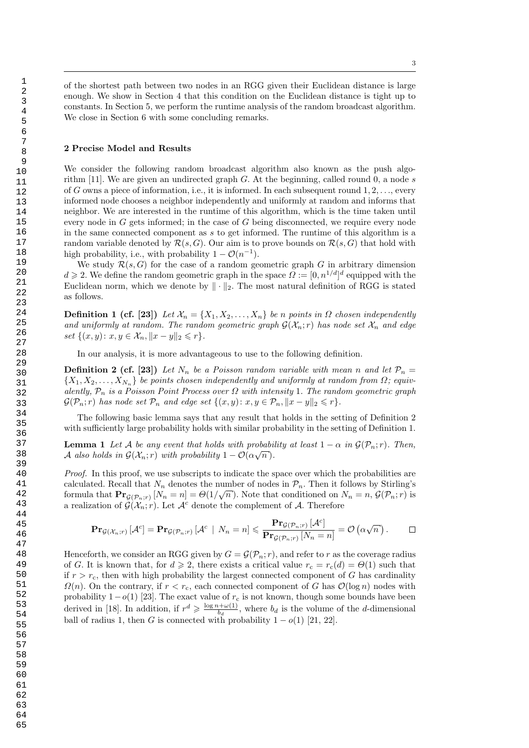of the shortest path between two nodes in an RGG given their Euclidean distance is large enough. We show in Section 4 that this condition on the Euclidean distance is tight up to constants. In Section 5, we perform the runtime analysis of the random broadcast algorithm. We close in Section 6 with some concluding remarks.

## 2 Precise Model and Results

We consider the following random broadcast algorithm also known as the push algorithm [11]. We are given an undirected graph $G$. At the beginning, called round 0, a node $s$ of $G$ owns a piece of information, i.e., it is informed. In each subsequent round $1, 2, \ldots$, every informed node chooses a neighbor independently and uniformly at random and informs that neighbor. We are interested in the runtime of this algorithm, which is the time taken until every node in $G$ gets informed; in the case of $G$ being disconnected, we require every node in the same connected component as $s$ to get informed. The runtime of this algorithm is a random variable denoted by $\mathcal{R}(s, G)$. Our aim is to prove bounds on $\mathcal{R}(s, G)$ that hold with high probability, i.e., with probability $1 - \mathcal{O}(n^{-1})$.

We study $\mathcal{R}(s, G)$ for the case of a random geometric graph $G$ in arbitrary dimension $d \geqslant 2$. We define the random geometric graph in the space $\Omega := [0, n^{1/d}]^d$ equipped with the Euclidean norm, which we denote by $\|\cdot\|_2$. The most natural definition of RGG is stated as follows.

**Definition 1 (cf. [23])** *Let $\mathcal{X}_n = \{X_1, X_2, \ldots, X_n\}$ be $n$ points in $\Omega$ chosen independently and uniformly at random. The random geometric graph $\mathcal{G}(\mathcal{X}_n; r)$ has node set $\mathcal{X}_n$ and edge set $\{(x, y) \colon x, y \in \mathcal{X}_n, \|x - y\|_2 \leqslant r\}$.*

In our analysis, it is more advantageous to use to the following definition.

**Definition 2 (cf. [23])** *Let $N_n$ be a Poisson random variable with mean $n$ and let $\mathcal{P}_n = \{X_1, X_2, \ldots, X_{N_n}\}$ be points chosen independently and uniformly at random from $\Omega$; equivalently, $\mathcal{P}_n$ is a Poisson Point Process over $\Omega$ with intensity 1. The random geometric graph $\mathcal{G}(\mathcal{P}_n; r)$ has node set $\mathcal{P}_n$ and edge set $\{(x, y) \colon x, y \in \mathcal{P}_n, \|x - y\|_2 \leqslant r\}$.*

The following basic lemma says that any result that holds in the setting of Definition 2 with sufficiently large probability holds with similar probability in the setting of Definition 1.

**Lemma 1** *Let $\mathcal{A}$ be any event that holds with probability at least $1 - \alpha$ in $\mathcal{G}(\mathcal{P}_n; r)$. Then, $\mathcal{A}$ also holds in $\mathcal{G}(\mathcal{X}_n; r)$ with probability $1 - \mathcal{O}(\alpha\sqrt{n})$.*

*Proof.* In this proof, we use subscripts to indicate the space over which the probabilities are calculated. Recall that $N_n$ denotes the number of nodes in $\mathcal{P}_n$. Then it follows by Stirling's formula that $\mathbf{Pr}_{\mathcal{G}(\mathcal{P}_n;r)}[N_n = n] = \Theta(1/\sqrt{n})$. Note that conditioned on $N_n = n$, $\mathcal{G}(\mathcal{P}_n; r)$ is a realization of $\mathcal{G}(\mathcal{X}_n; r)$. Let $\mathcal{A}^c$ denote the complement of $\mathcal{A}$. Therefore

$$\mathbf{Pr}_{\mathcal{G}(\mathcal{X}_n;r)}[\mathcal{A}^c] = \mathbf{Pr}_{\mathcal{G}(\mathcal{P}_n;r)}[\mathcal{A}^c \mid N_n = n] \leqslant \frac{\mathbf{Pr}_{\mathcal{G}(\mathcal{P}_n;r)}[\mathcal{A}^c]}{\mathbf{Pr}_{\mathcal{G}(\mathcal{P}_n;r)}[N_n = n]} = \mathcal{O}\left(\alpha\sqrt{n}\right). \qquad \square$$

Henceforth, we consider an RGG given by $G = \mathcal{G}(\mathcal{P}_n; r)$, and refer to $r$ as the coverage radius of $G$. It is known that, for $d \geqslant 2$, there exists a critical value $r_c = r_c(d) = \Theta(1)$ such that if $r > r_c$, then with high probability the largest connected component of $G$ has cardinality $\Omega(n)$. On the contrary, if $r < r_c$, each connected component of $G$ has $\mathcal{O}(\log n)$ nodes with probability $1 - o(1)$ [23]. The exact value of $r_c$ is not known, though some bounds have been derived in [18]. In addition, if $r^d \geqslant \frac{\log n + \omega(1)}{b_d}$, where $b_d$ is the volume of the $d$-dimensional ball of radius 1, then $G$ is connected with probability $1 - o(1)$ [21, 22].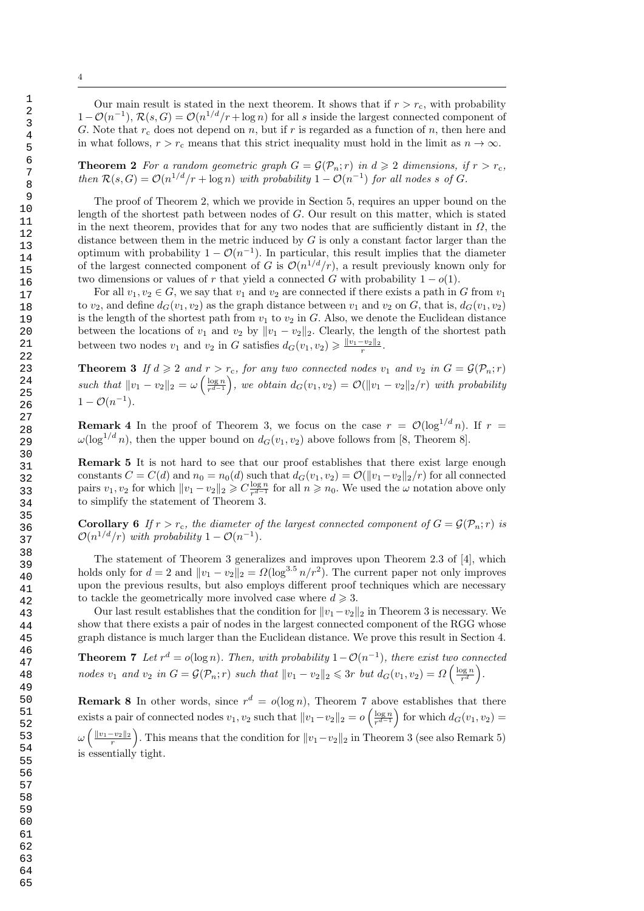Our main result is stated in the next theorem. It shows that if $r > r_c$, with probability $1-\mathcal{O}(n^{-1})$, $\mathcal{R}(s,G) = \mathcal{O}(n^{1/d}/r + \log n)$ for all $s$ inside the largest connected component of $G$. Note that $r_c$ does not depend on $n$, but if $r$ is regarded as a function of $n$, then here and in what follows, $r > r_c$ means that this strict inequality must hold in the limit as $n \to \infty$.

**Theorem 2** *For a random geometric graph $G = \mathcal{G}(\mathcal{P}_n; r)$ in $d \geqslant 2$ dimensions, if $r > r_c$, then $\mathcal{R}(s,G) = \mathcal{O}(n^{1/d}/r + \log n)$ with probability $1-\mathcal{O}(n^{-1})$ for all nodes $s$ of $G$.*

The proof of Theorem 2, which we provide in Section 5, requires an upper bound on the length of the shortest path between nodes of $G$. Our result on this matter, which is stated in the next theorem, provides that for any two nodes that are sufficiently distant in $\Omega$, the distance between them in the metric induced by $G$ is only a constant factor larger than the optimum with probability $1-\mathcal{O}(n^{-1})$. In particular, this result implies that the diameter of the largest connected component of $G$ is $\mathcal{O}(n^{1/d}/r)$, a result previously known only for two dimensions or values of $r$ that yield a connected $G$ with probability $1-o(1)$.

For all $v_1, v_2 \in G$, we say that $v_1$ and $v_2$ are connected if there exists a path in $G$ from $v_1$ to $v_2$, and define $d_G(v_1, v_2)$ as the graph distance between $v_1$ and $v_2$ on $G$, that is, $d_G(v_1, v_2)$ is the length of the shortest path from $v_1$ to $v_2$ in $G$. Also, we denote the Euclidean distance between the locations of $v_1$ and $v_2$ by $\|v_1 - v_2\|_2$. Clearly, the length of the shortest path between two nodes $v_1$ and $v_2$ in $G$ satisfies $d_G(v_1, v_2) \geqslant \frac{\|v_1-v_2\|_2}{r}$.

**Theorem 3** *If $d \geqslant 2$ and $r > r_c$, for any two connected nodes $v_1$ and $v_2$ in $G = \mathcal{G}(\mathcal{P}_n; r)$ such that $\|v_1 - v_2\|_2 = \omega\left(\frac{\log n}{r^{d-1}}\right)$, we obtain $d_G(v_1, v_2) = \mathcal{O}(\|v_1 - v_2\|_2/r)$ with probability $1-\mathcal{O}(n^{-1})$.*

**Remark 4** In the proof of Theorem 3, we focus on the case $r = \mathcal{O}(\log^{1/d} n)$. If $r = \omega(\log^{1/d} n)$, then the upper bound on $d_G(v_1, v_2)$ above follows from [8, Theorem 8].

**Remark 5** It is not hard to see that our proof establishes that there exist large enough constants $C = C(d)$ and $n_0 = n_0(d)$ such that $d_G(v_1, v_2) = \mathcal{O}(\|v_1 - v_2\|_2/r)$ for all connected pairs $v_1, v_2$ for which $\|v_1 - v_2\|_2 \geqslant C\frac{\log n}{r^{d-1}}$ for all $n \geqslant n_0$. We used the $\omega$ notation above only to simplify the statement of Theorem 3.

**Corollary 6** *If $r > r_c$, the diameter of the largest connected component of $G = \mathcal{G}(\mathcal{P}_n; r)$ is $\mathcal{O}(n^{1/d}/r)$ with probability $1-\mathcal{O}(n^{-1})$.*

The statement of Theorem 3 generalizes and improves upon Theorem 2.3 of [4], which holds only for $d = 2$ and $\|v_1 - v_2\|_2 = \Omega(\log^{3.5} n/r^2)$. The current paper not only improves upon the previous results, but also employs different proof techniques which are necessary to tackle the geometrically more involved case where $d \geqslant 3$.

Our last result establishes that the condition for $\|v_1 - v_2\|_2$ in Theorem 3 is necessary. We show that there exists a pair of nodes in the largest connected component of the RGG whose graph distance is much larger than the Euclidean distance. We prove this result in Section 4.

**Theorem 7** *Let $r^d = o(\log n)$. Then, with probability $1-\mathcal{O}(n^{-1})$, there exist two connected nodes $v_1$ and $v_2$ in $G = \mathcal{G}(\mathcal{P}_n; r)$ such that $\|v_1 - v_2\|_2 \leqslant 3r$ but $d_G(v_1, v_2) = \Omega\left(\frac{\log n}{r^d}\right)$.*

**Remark 8** In other words, since $r^d = o(\log n)$, Theorem 7 above establishes that there exists a pair of connected nodes $v_1, v_2$ such that $\|v_1 - v_2\|_2 = o\left(\frac{\log n}{r^{d-1}}\right)$ for which $d_G(v_1, v_2) = \omega\left(\frac{\|v_1-v_2\|_2}{r}\right)$. This means that the condition for $\|v_1 - v_2\|_2$ in Theorem 3 (see also Remark 5) is essentially tight.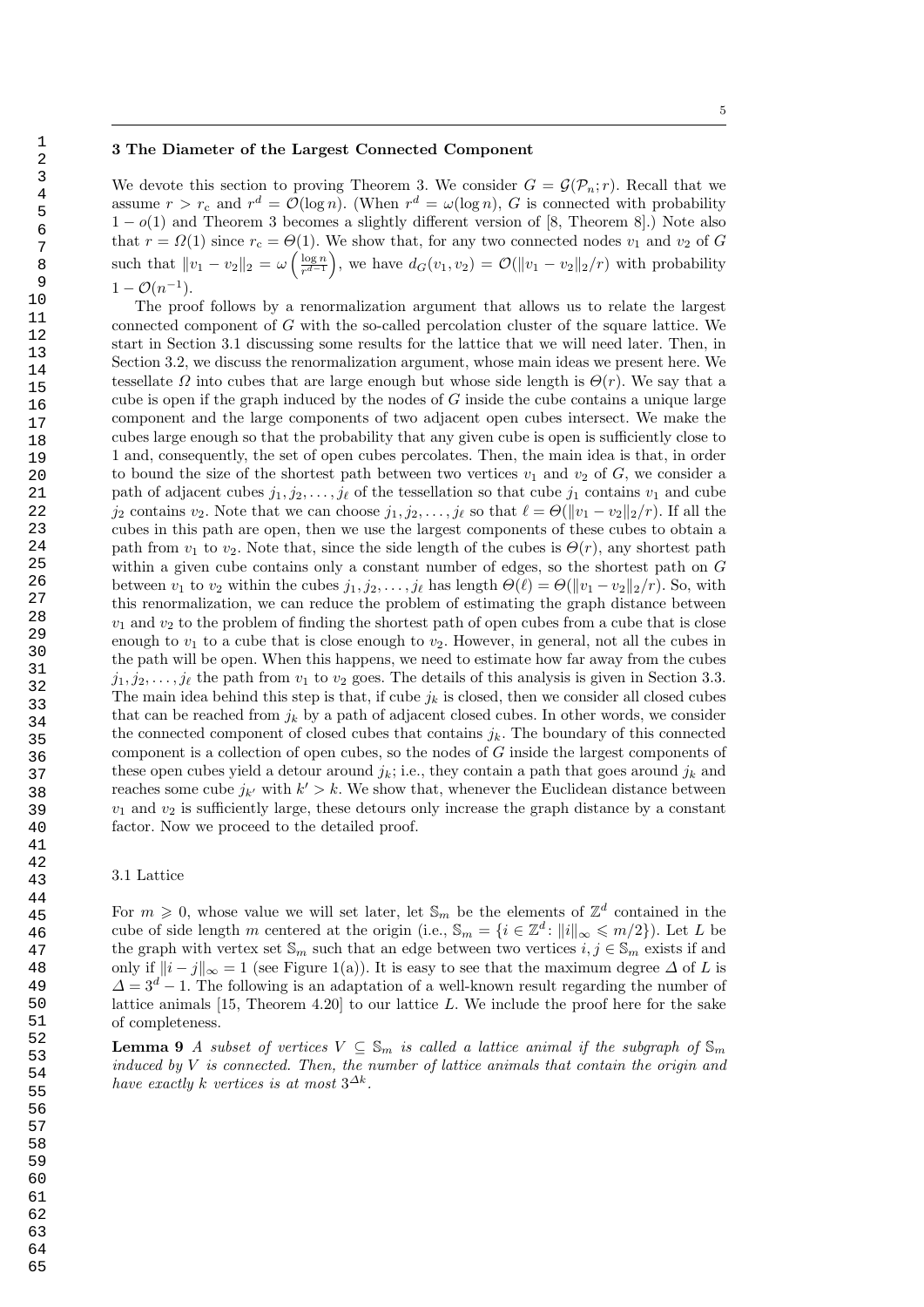## 3 The Diameter of the Largest Connected Component

We devote this section to proving Theorem 3. We consider $G = \mathcal{G}(\mathcal{P}_n; r)$. Recall that we assume $r > r_c$ and $r^d = \mathcal{O}(\log n)$. (When $r^d = \omega(\log n)$, $G$ is connected with probability $1 - o(1)$ and Theorem 3 becomes a slightly different version of [8, Theorem 8].) Note also that $r = \Omega(1)$ since $r_c = \Theta(1)$. We show that, for any two connected nodes $v_1$ and $v_2$ of $G$ such that $\|v_1 - v_2\|_2 = \omega\left(\frac{\log n}{r^{d-1}}\right)$, we have $d_G(v_1, v_2) = \mathcal{O}(\|v_1 - v_2\|_2/r)$ with probability $1 - \mathcal{O}(n^{-1})$.

The proof follows by a renormalization argument that allows us to relate the largest connected component of $G$ with the so-called percolation cluster of the square lattice. We start in Section 3.1 discussing some results for the lattice that we will need later. Then, in Section 3.2, we discuss the renormalization argument, whose main ideas we present here. We tessellate $\Omega$ into cubes that are large enough but whose side length is $\Theta(r)$. We say that a cube is open if the graph induced by the nodes of $G$ inside the cube contains a unique large component and the large components of two adjacent open cubes intersect. We make the cubes large enough so that the probability that any given cube is open is sufficiently close to 1 and, consequently, the set of open cubes percolates. Then, the main idea is that, in order to bound the size of the shortest path between two vertices $v_1$ and $v_2$ of $G$, we consider a path of adjacent cubes $j_1, j_2, \ldots, j_\ell$ of the tessellation so that cube $j_1$ contains $v_1$ and cube $j_2$ contains $v_2$. Note that we can choose $j_1, j_2, \ldots, j_\ell$ so that $\ell = \Theta(\|v_1 - v_2\|_2/r)$. If all the cubes in this path are open, then we use the largest components of these cubes to obtain a path from $v_1$ to $v_2$. Note that, since the side length of the cubes is $\Theta(r)$, any shortest path within a given cube contains only a constant number of edges, so the shortest path on $G$ between $v_1$ to $v_2$ within the cubes $j_1, j_2, \ldots, j_\ell$ has length $\Theta(\ell) = \Theta(\|v_1 - v_2\|_2/r)$. So, with this renormalization, we can reduce the problem of estimating the graph distance between $v_1$ and $v_2$ to the problem of finding the shortest path of open cubes from a cube that is close enough to $v_1$ to a cube that is close enough to $v_2$. However, in general, not all the cubes in the path will be open. When this happens, we need to estimate how far away from the cubes $j_1, j_2, \ldots, j_\ell$ the path from $v_1$ to $v_2$ goes. The details of this analysis is given in Section 3.3. The main idea behind this step is that, if cube $j_k$ is closed, then we consider all closed cubes that can be reached from $j_k$ by a path of adjacent closed cubes. In other words, we consider the connected component of closed cubes that contains $j_k$. The boundary of this connected component is a collection of open cubes, so the nodes of $G$ inside the largest components of these open cubes yield a detour around $j_k$; i.e., they contain a path that goes around $j_k$ and reaches some cube $j_{k'}$ with $k' > k$. We show that, whenever the Euclidean distance between $v_1$ and $v_2$ is sufficiently large, these detours only increase the graph distance by a constant factor. Now we proceed to the detailed proof.

### 3.1 Lattice

For $m \geqslant 0$, whose value we will set later, let $\mathbb{S}_m$ be the elements of $\mathbb{Z}^d$ contained in the cube of side length $m$ centered at the origin (i.e., $\mathbb{S}_m = \{i \in \mathbb{Z}^d \colon \|i\|_\infty \leqslant m/2\}$). Let $L$ be the graph with vertex set $\mathbb{S}_m$ such that an edge between two vertices $i, j \in \mathbb{S}_m$ exists if and only if $\|i - j\|_\infty = 1$ (see Figure 1(a)). It is easy to see that the maximum degree $\Delta$ of $L$ is $\Delta = 3^d - 1$. The following is an adaptation of a well-known result regarding the number of lattice animals [15, Theorem 4.20] to our lattice $L$. We include the proof here for the sake of completeness.

**Lemma 9** *A subset of vertices $V \subseteq \mathbb{S}_m$ is called a lattice animal if the subgraph of $\mathbb{S}_m$ induced by $V$ is connected. Then, the number of lattice animals that contain the origin and have exactly $k$ vertices is at most $3^{\Delta k}$.*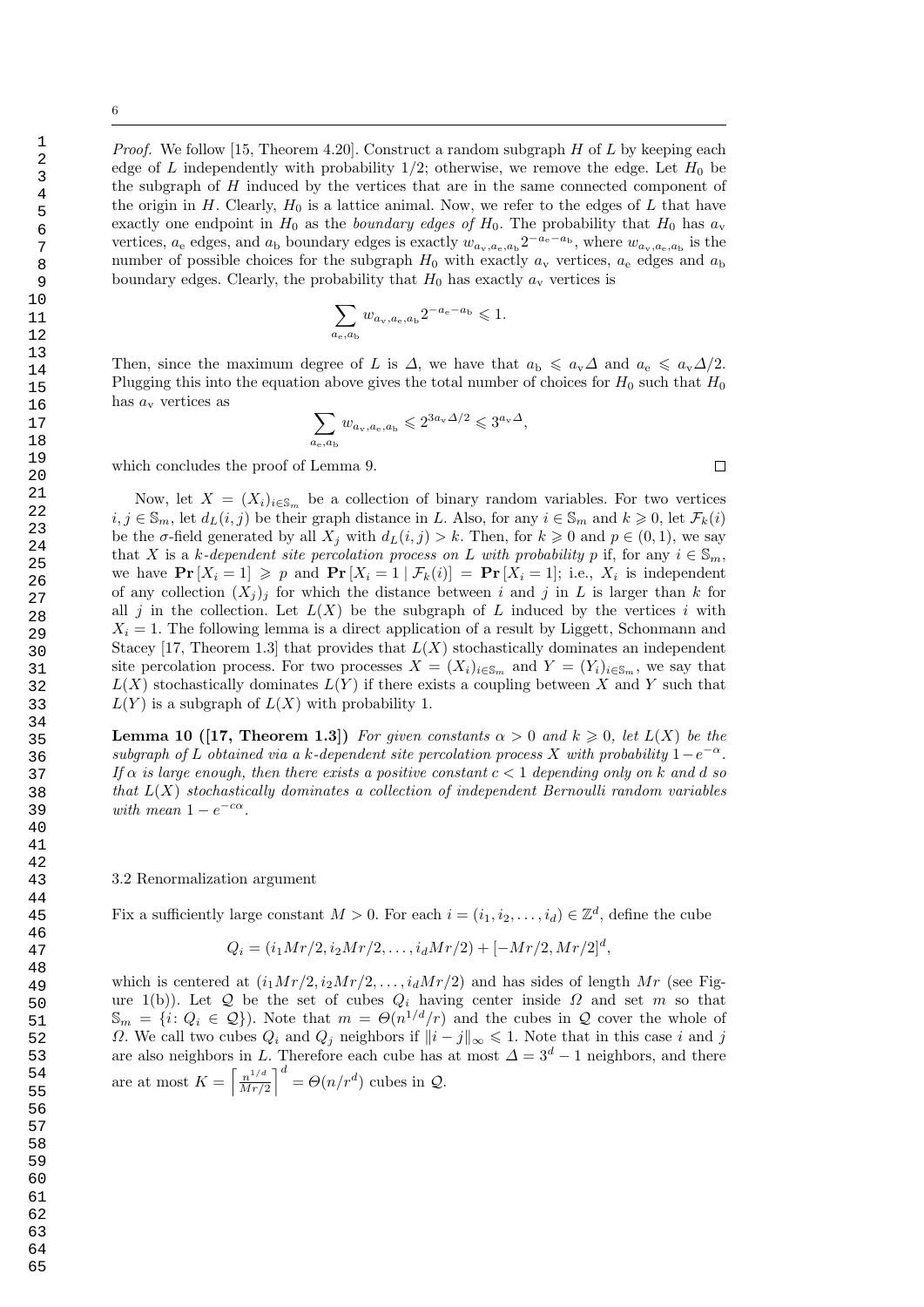*Proof.* We follow [15, Theorem 4.20]. Construct a random subgraph $H$ of $L$ by keeping each edge of $L$ independently with probability $1/2$; otherwise, we remove the edge. Let $H_0$ be the subgraph of $H$ induced by the vertices that are in the same connected component of the origin in $H$. Clearly, $H_0$ is a lattice animal. Now, we refer to the edges of $L$ that have exactly one endpoint in $H_0$ as the *boundary edges of* $H_0$. The probability that $H_0$ has $a_{\mathrm{v}}$ vertices, $a_{\mathrm{e}}$ edges, and $a_{\mathrm{b}}$ boundary edges is exactly $w_{a_{\mathrm{v}},a_{\mathrm{e}},a_{\mathrm{b}}} 2^{-a_{\mathrm{e}}-a_{\mathrm{b}}}$, where $w_{a_{\mathrm{v}},a_{\mathrm{e}},a_{\mathrm{b}}}$ is the number of possible choices for the subgraph $H_0$ with exactly $a_{\mathrm{v}}$ vertices, $a_{\mathrm{e}}$ edges and $a_{\mathrm{b}}$ boundary edges. Clearly, the probability that $H_0$ has exactly $a_{\mathrm{v}}$ vertices is

$$\sum_{a_{\mathrm{e}},a_{\mathrm{b}}} w_{a_{\mathrm{v}},a_{\mathrm{e}},a_{\mathrm{b}}} 2^{-a_{\mathrm{e}}-a_{\mathrm{b}}} \leqslant 1.$$

Then, since the maximum degree of $L$ is $\Delta$, we have that $a_{\mathrm{b}} \leqslant a_{\mathrm{v}}\Delta$ and $a_{\mathrm{e}} \leqslant a_{\mathrm{v}}\Delta/2$. Plugging this into the equation above gives the total number of choices for $H_0$ such that $H_0$ has $a_{\mathrm{v}}$ vertices as

$$\sum_{a_{\mathrm{e}},a_{\mathrm{b}}} w_{a_{\mathrm{v}},a_{\mathrm{e}},a_{\mathrm{b}}} \leqslant 2^{3a_{\mathrm{v}}\Delta/2} \leqslant 3^{a_{\mathrm{v}}\Delta},$$

which concludes the proof of Lemma 9. □

Now, let $X = (X_i)_{i\in\mathbb{S}_m}$ be a collection of binary random variables. For two vertices $i, j \in \mathbb{S}_m$, let $d_L(i,j)$ be their graph distance in $L$. Also, for any $i \in \mathbb{S}_m$ and $k \geqslant 0$, let $\mathcal{F}_k(i)$ be the $\sigma$-field generated by all $X_j$ with $d_L(i,j) > k$. Then, for $k \geqslant 0$ and $p \in (0,1)$, we say that $X$ is a *$k$-dependent site percolation process on $L$ with probability $p$* if, for any $i \in \mathbb{S}_m$, we have $\mathbf{Pr}[X_i = 1] \geqslant p$ and $\mathbf{Pr}[X_i = 1 \mid \mathcal{F}_k(i)] = \mathbf{Pr}[X_i = 1]$; i.e., $X_i$ is independent of any collection $(X_j)_j$ for which the distance between $i$ and $j$ in $L$ is larger than $k$ for all $j$ in the collection. Let $L(X)$ be the subgraph of $L$ induced by the vertices $i$ with $X_i = 1$. The following lemma is a direct application of a result by Liggett, Schonmann and Stacey [17, Theorem 1.3] that provides that $L(X)$ stochastically dominates an independent site percolation process. For two processes $X = (X_i)_{i\in\mathbb{S}_m}$ and $Y = (Y_i)_{i\in\mathbb{S}_m}$, we say that $L(X)$ stochastically dominates $L(Y)$ if there exists a coupling between $X$ and $Y$ such that $L(Y)$ is a subgraph of $L(X)$ with probability 1.

**Lemma 10 ([17, Theorem 1.3])** *For given constants $\alpha > 0$ and $k \geqslant 0$, let $L(X)$ be the subgraph of $L$ obtained via a $k$-dependent site percolation process $X$ with probability $1 - e^{-\alpha}$. If $\alpha$ is large enough, then there exists a positive constant $c < 1$ depending only on $k$ and $d$ so that $L(X)$ stochastically dominates a collection of independent Bernoulli random variables with mean $1 - e^{-c\alpha}$.*

### 3.2 Renormalization argument

Fix a sufficiently large constant $M > 0$. For each $i = (i_1, i_2, \ldots, i_d) \in \mathbb{Z}^d$, define the cube

$$Q_i = (i_1 Mr/2, i_2 Mr/2, \ldots, i_d Mr/2) + [-Mr/2, Mr/2]^d,$$

which is centered at $(i_1 Mr/2, i_2 Mr/2, \ldots, i_d Mr/2)$ and has sides of length $Mr$ (see Figure 1(b)). Let $\mathcal{Q}$ be the set of cubes $Q_i$ having center inside $\Omega$ and set $m$ so that $\mathbb{S}_m = \{i \colon Q_i \in \mathcal{Q}\}$). Note that $m = \Theta(n^{1/d}/r)$ and the cubes in $\mathcal{Q}$ cover the whole of $\Omega$. We call two cubes $Q_i$ and $Q_j$ neighbors if $\|i - j\|_\infty \leqslant 1$. Note that in this case $i$ and $j$ are also neighbors in $L$. Therefore each cube has at most $\Delta = 3^d - 1$ neighbors, and there are at most $K = \left\lceil \frac{n^{1/d}}{Mr/2} \right\rceil^d = \Theta(n/r^d)$ cubes in $\mathcal{Q}$.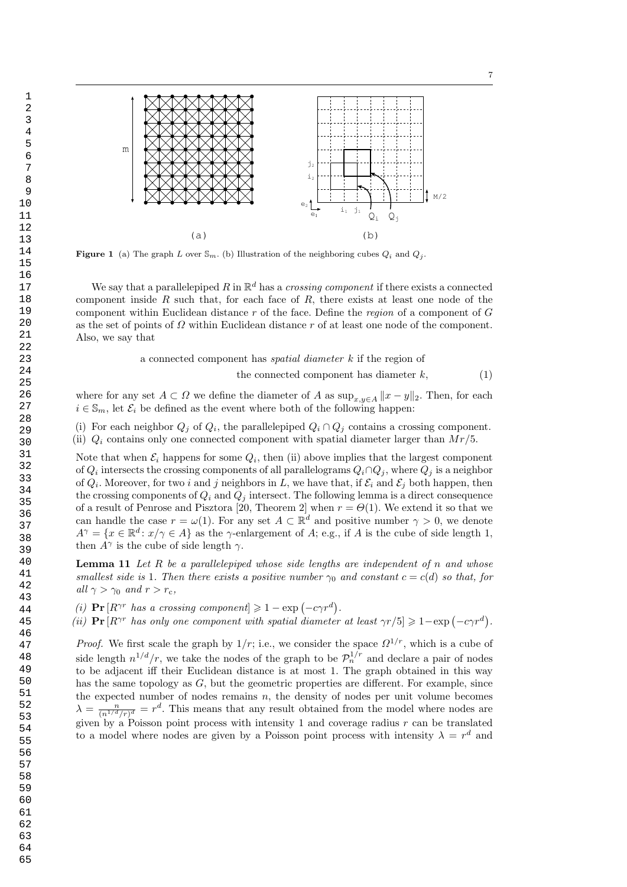**Figure 1** (a) The graph $L$ over $\mathbb{S}_m$. (b) Illustration of the neighboring cubes $Q_i$ and $Q_j$.

We say that a parallelepiped $R$ in $\mathbb{R}^d$ has a *crossing component* if there exists a connected component inside $R$ such that, for each face of $R$, there exists at least one node of the component within Euclidean distance $r$ of the face. Define the *region* of a component of $G$ as the set of points of $\Omega$ within Euclidean distance $r$ of at least one node of the component. Also, we say that

$$\text{a connected component has } \textit{spatial diameter } k \text{ if the region of the connected component has diameter } k, \tag{1}$$

where for any set $A \subset \Omega$ we define the diameter of $A$ as $\sup_{x,y \in A} \|x - y\|_2$. Then, for each $i \in \mathbb{S}_m$, let $\mathcal{E}_i$ be defined as the event where both of the following happen:

(i) For each neighbor $Q_j$ of $Q_i$, the parallelepiped $Q_i \cap Q_j$ contains a crossing component.
(ii) $Q_i$ contains only one connected component with spatial diameter larger than $Mr/5$.

Note that when $\mathcal{E}_i$ happens for some $Q_i$, then (ii) above implies that the largest component of $Q_i$ intersects the crossing components of all parallelograms $Q_i \cap Q_j$, where $Q_j$ is a neighbor of $Q_i$. Moreover, for two $i$ and $j$ neighbors in $L$, we have that, if $\mathcal{E}_i$ and $\mathcal{E}_j$ both happen, then the crossing components of $Q_i$ and $Q_j$ intersect. The following lemma is a direct consequence of a result of Penrose and Pisztora [20, Theorem 2] when $r = \Theta(1)$. We extend it so that we can handle the case $r = \omega(1)$. For any set $A \subset \mathbb{R}^d$ and positive number $\gamma > 0$, we denote $A^\gamma = \{x \in \mathbb{R}^d \colon x/\gamma \in A\}$ as the $\gamma$-enlargement of $A$; e.g., if $A$ is the cube of side length 1, then $A^\gamma$ is the cube of side length $\gamma$.

**Lemma 11** *Let $R$ be a parallelepiped whose side lengths are independent of $n$ and whose smallest side is 1. Then there exists a positive number $\gamma_0$ and constant $c = c(d)$ so that, for all $\gamma > \gamma_0$ and $r > r_c$,*

*(i)* $\mathbf{Pr}\left[R^{\gamma r} \text{ has a crossing component}\right] \geqslant 1 - \exp\left(-c\gamma r^d\right)$.
*(ii)* $\mathbf{Pr}\left[R^{\gamma r} \text{ has only one component with spatial diameter at least } \gamma r/5\right] \geqslant 1 - \exp\left(-c\gamma r^d\right)$.

*Proof.* We first scale the graph by $1/r$; i.e., we consider the space $\Omega^{1/r}$, which is a cube of side length $n^{1/d}/r$, we take the nodes of the graph to be $\mathcal{P}_n^{1/r}$ and declare a pair of nodes to be adjacent iff their Euclidean distance is at most 1. The graph obtained in this way has the same topology as $G$, but the geometric properties are different. For example, since the expected number of nodes remains $n$, the density of nodes per unit volume becomes $\lambda = \frac{n}{(n^{1/d}/r)^d} = r^d$. This means that any result obtained from the model where nodes are given by a Poisson point process with intensity 1 and coverage radius $r$ can be translated to a model where nodes are given by a Poisson point process with intensity $\lambda = r^d$ and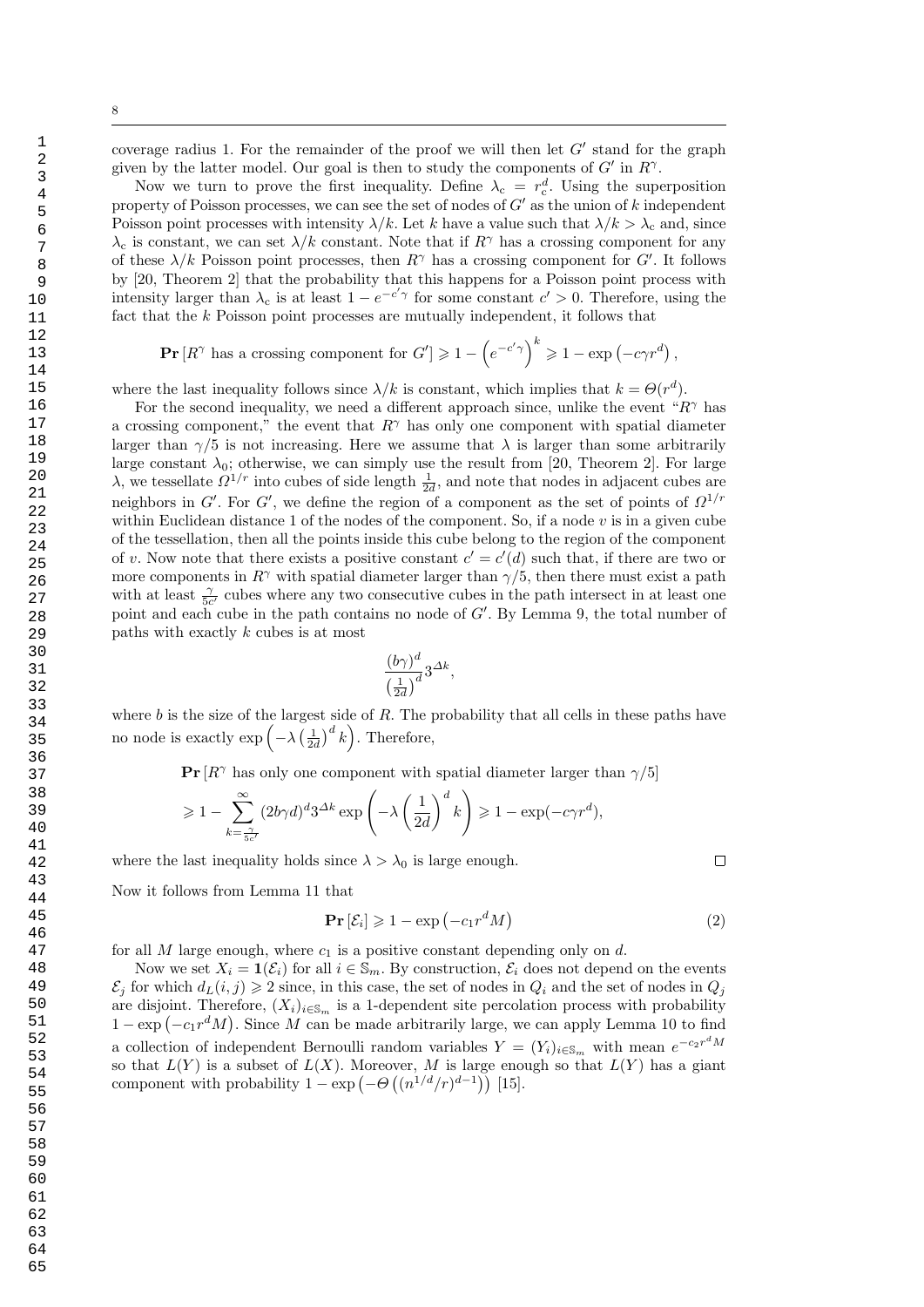coverage radius 1. For the remainder of the proof we will then let $G'$ stand for the graph given by the latter model. Our goal is then to study the components of $G'$ in $R^\gamma$.

Now we turn to prove the first inequality. Define $\lambda_c = r_c^d$. Using the superposition property of Poisson processes, we can see the set of nodes of $G'$ as the union of $k$ independent Poisson point processes with intensity $\lambda/k$. Let $k$ have a value such that $\lambda/k > \lambda_c$ and, since $\lambda_c$ is constant, we can set $\lambda/k$ constant. Note that if $R^\gamma$ has a crossing component for any of these $\lambda/k$ Poisson point processes, then $R^\gamma$ has a crossing component for $G'$. It follows by [20, Theorem 2] that the probability that this happens for a Poisson point process with intensity larger than $\lambda_c$ is at least $1 - e^{-c'\gamma}$ for some constant $c' > 0$. Therefore, using the fact that the $k$ Poisson point processes are mutually independent, it follows that

$$\mathbf{Pr}\left[R^\gamma \text{ has a crossing component for } G'\right] \geqslant 1 - \left(e^{-c'\gamma}\right)^k \geqslant 1 - \exp\left(-c\gamma r^d\right),$$

where the last inequality follows since $\lambda/k$ is constant, which implies that $k = \Theta(r^d)$.

For the second inequality, we need a different approach since, unlike the event "$R^\gamma$ has a crossing component," the event that $R^\gamma$ has only one component with spatial diameter larger than $\gamma/5$ is not increasing. Here we assume that $\lambda$ is larger than some arbitrarily large constant $\lambda_0$; otherwise, we can simply use the result from [20, Theorem 2]. For large $\lambda$, we tessellate $\Omega^{1/r}$ into cubes of side length $\frac{1}{2d}$, and note that nodes in adjacent cubes are neighbors in $G'$. For $G'$, we define the region of a component as the set of points of $\Omega^{1/r}$ within Euclidean distance 1 of the nodes of the component. So, if a node $v$ is in a given cube of the tessellation, then all the points inside this cube belong to the region of the component of $v$. Now note that there exists a positive constant $c' = c'(d)$ such that, if there are two or more components in $R^\gamma$ with spatial diameter larger than $\gamma/5$, then there must exist a path with at least $\frac{\gamma}{5c'}$ cubes where any two consecutive cubes in the path intersect in at least one point and each cube in the path contains no node of $G'$. By Lemma 9, the total number of paths with exactly $k$ cubes is at most

$$\frac{(b\gamma)^d}{\left(\frac{1}{2d}\right)^d} 3^{\Delta k},$$

where $b$ is the size of the largest side of $R$. The probability that all cells in these paths have no node is exactly $\exp\left(-\lambda\left(\frac{1}{2d}\right)^d k\right)$. Therefore,

$$\begin{aligned}
&\mathbf{Pr}\left[R^\gamma \text{ has only one component with spatial diameter larger than } \gamma/5\right] \\
&\geqslant 1 - \sum_{k=\frac{\gamma}{5c'}}^{\infty} (2b\gamma d)^d 3^{\Delta k} \exp\left(-\lambda\left(\frac{1}{2d}\right)^d k\right) \geqslant 1 - \exp(-c\gamma r^d),
\end{aligned}$$

where the last inequality holds since $\lambda > \lambda_0$ is large enough. $\square$

Now it follows from Lemma 11 that

$$\mathbf{Pr}\left[\mathcal{E}_i\right] \geqslant 1 - \exp\left(-c_1 r^d M\right) \tag{2}$$

for all $M$ large enough, where $c_1$ is a positive constant depending only on $d$.

Now we set $X_i = \mathbf{1}(\mathcal{E}_i)$ for all $i \in \mathbb{S}_m$. By construction, $\mathcal{E}_i$ does not depend on the events $\mathcal{E}_j$ for which $d_L(i,j) \geqslant 2$ since, in this case, the set of nodes in $Q_i$ and the set of nodes in $Q_j$ are disjoint. Therefore, $(X_i)_{i\in\mathbb{S}_m}$ is a 1-dependent site percolation process with probability $1 - \exp\left(-c_1 r^d M\right)$. Since $M$ can be made arbitrarily large, we can apply Lemma 10 to find a collection of independent Bernoulli random variables $Y = (Y_i)_{i\in\mathbb{S}_m}$ with mean $e^{-c_2 r^d M}$ so that $L(Y)$ is a subset of $L(X)$. Moreover, $M$ is large enough so that $L(Y)$ has a giant component with probability $1 - \exp\left(-\Theta\left((n^{1/d}/r)^{d-1}\right)\right)$ [15].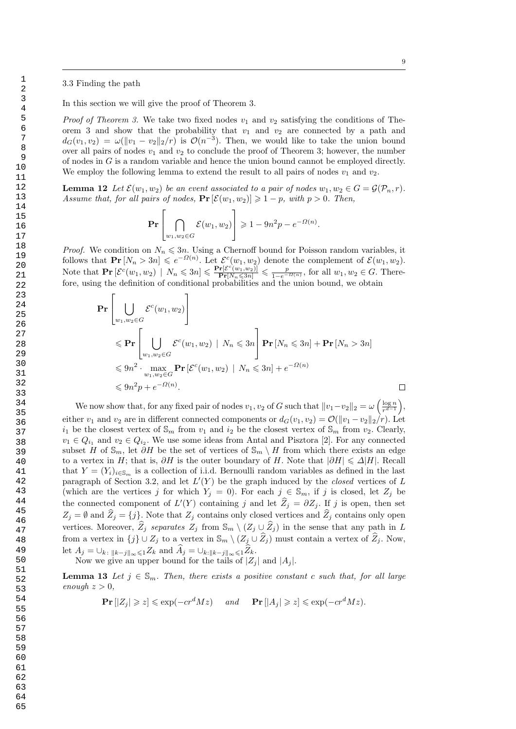### 3.3 Finding the path

In this section we will give the proof of Theorem 3.

*Proof of Theorem 3.* We take two fixed nodes $v_1$ and $v_2$ satisfying the conditions of Theorem 3 and show that the probability that $v_1$ and $v_2$ are connected by a path and $d_G(v_1, v_2) = \omega(\|v_1 - v_2\|_2/r)$ is $\mathcal{O}(n^{-3})$. Then, we would like to take the union bound over all pairs of nodes $v_1$ and $v_2$ to conclude the proof of Theorem 3; however, the number of nodes in $G$ is a random variable and hence the union bound cannot be employed directly. We employ the following lemma to extend the result to all pairs of nodes $v_1$ and $v_2$.

**Lemma 12** *Let $\mathcal{E}(w_1, w_2)$ be an event associated to a pair of nodes $w_1, w_2 \in G = \mathcal{G}(\mathcal{P}_n, r)$. Assume that, for all pairs of nodes, $\mathbf{Pr}[\mathcal{E}(w_1, w_2)] \geqslant 1 - p$, with $p > 0$. Then,*

$$\mathbf{Pr}\left[\bigcap_{w_1, w_2 \in G} \mathcal{E}(w_1, w_2)\right] \geqslant 1 - 9n^2 p - e^{-\Omega(n)}.$$

*Proof.* We condition on $N_n \leqslant 3n$. Using a Chernoff bound for Poisson random variables, it follows that $\mathbf{Pr}[N_n > 3n] \leqslant e^{-\Omega(n)}$. Let $\mathcal{E}^c(w_1, w_2)$ denote the complement of $\mathcal{E}(w_1, w_2)$. Note that $\mathbf{Pr}[\mathcal{E}^c(w_1, w_2) \mid N_n \leqslant 3n] \leqslant \frac{\mathbf{Pr}[\mathcal{E}^c(w_1, w_2)]}{\mathbf{Pr}[N_n \leqslant 3n]} \leqslant \frac{p}{1 - e^{-\Omega(n)}}$, for all $w_1, w_2 \in G$. Therefore, using the definition of conditional probabilities and the union bound, we obtain

$$\begin{aligned}
&\mathbf{Pr}\left[\bigcup_{w_1, w_2 \in G} \mathcal{E}^c(w_1, w_2)\right] \\
&\leqslant \mathbf{Pr}\left[\bigcup_{w_1, w_2 \in G} \mathcal{E}^c(w_1, w_2) \mid N_n \leqslant 3n\right] \mathbf{Pr}[N_n \leqslant 3n] + \mathbf{Pr}[N_n > 3n] \\
&\leqslant 9n^2 \cdot \max_{w_1, w_2 \in G} \mathbf{Pr}[\mathcal{E}^c(w_1, w_2) \mid N_n \leqslant 3n] + e^{-\Omega(n)} \\
&\leqslant 9n^2 p + e^{-\Omega(n)}.
\end{aligned}$$

□

We now show that, for any fixed pair of nodes $v_1, v_2$ of $G$ such that $\|v_1 - v_2\|_2 = \omega\left(\frac{\log n}{r^{d-1}}\right)$, either $v_1$ and $v_2$ are in different connected components or $d_G(v_1, v_2) = \mathcal{O}(\|v_1 - v_2\|_2/r)$. Let $i_1$ be the closest vertex of $\mathbb{S}_m$ from $v_1$ and $i_2$ be the closest vertex of $\mathbb{S}_m$ from $v_2$. Clearly, $v_1 \in Q_{i_1}$ and $v_2 \in Q_{i_2}$. We use some ideas from Antal and Pisztora [2]. For any connected subset $H$ of $\mathbb{S}_m$, let $\partial H$ be the set of vertices of $\mathbb{S}_m \setminus H$ from which there exists an edge to a vertex in $H$; that is, $\partial H$ is the outer boundary of $H$. Note that $|\partial H| \leqslant \Delta |H|$. Recall that $Y = (Y_i)_{i \in \mathbb{S}_m}$ is a collection of i.i.d. Bernoulli random variables as defined in the last paragraph of Section 3.2, and let $L'(Y)$ be the graph induced by the *closed* vertices of $L$ (which are the vertices $j$ for which $Y_j = 0$). For each $j \in \mathbb{S}_m$, if $j$ is closed, let $Z_j$ be the connected component of $L'(Y)$ containing $j$ and let $\widehat{Z}_j = \partial Z_j$. If $j$ is open, then set $Z_j = \emptyset$ and $\widehat{Z}_j = \{j\}$. Note that $Z_j$ contains only closed vertices and $\widehat{Z}_j$ contains only open vertices. Moreover, $\widehat{Z}_j$ *separates* $Z_j$ from $\mathbb{S}_m \setminus (Z_j \cup \widehat{Z}_j)$ in the sense that any path in $L$ from a vertex in $\{j\} \cup Z_j$ to a vertex in $\mathbb{S}_m \setminus (Z_j \cup \widehat{Z}_j)$ must contain a vertex of $\widehat{Z}_j$. Now, let $A_j = \cup_{k:\, \|k-j\|_\infty \leqslant 1} Z_k$ and $\widehat{A}_j = \cup_{k:\|k-j\|_\infty \leqslant 1} \widehat{Z}_k$.

Now we give an upper bound for the tails of $|Z_j|$ and $|A_j|$.

**Lemma 13** *Let $j \in \mathbb{S}_m$. Then, there exists a positive constant $c$ such that, for all large enough $z > 0$,*

$$\mathbf{Pr}[|Z_j| \geqslant z] \leqslant \exp(-cr^d M z) \quad \text{ and } \quad \mathbf{Pr}[|A_j| \geqslant z] \leqslant \exp(-cr^d M z).$$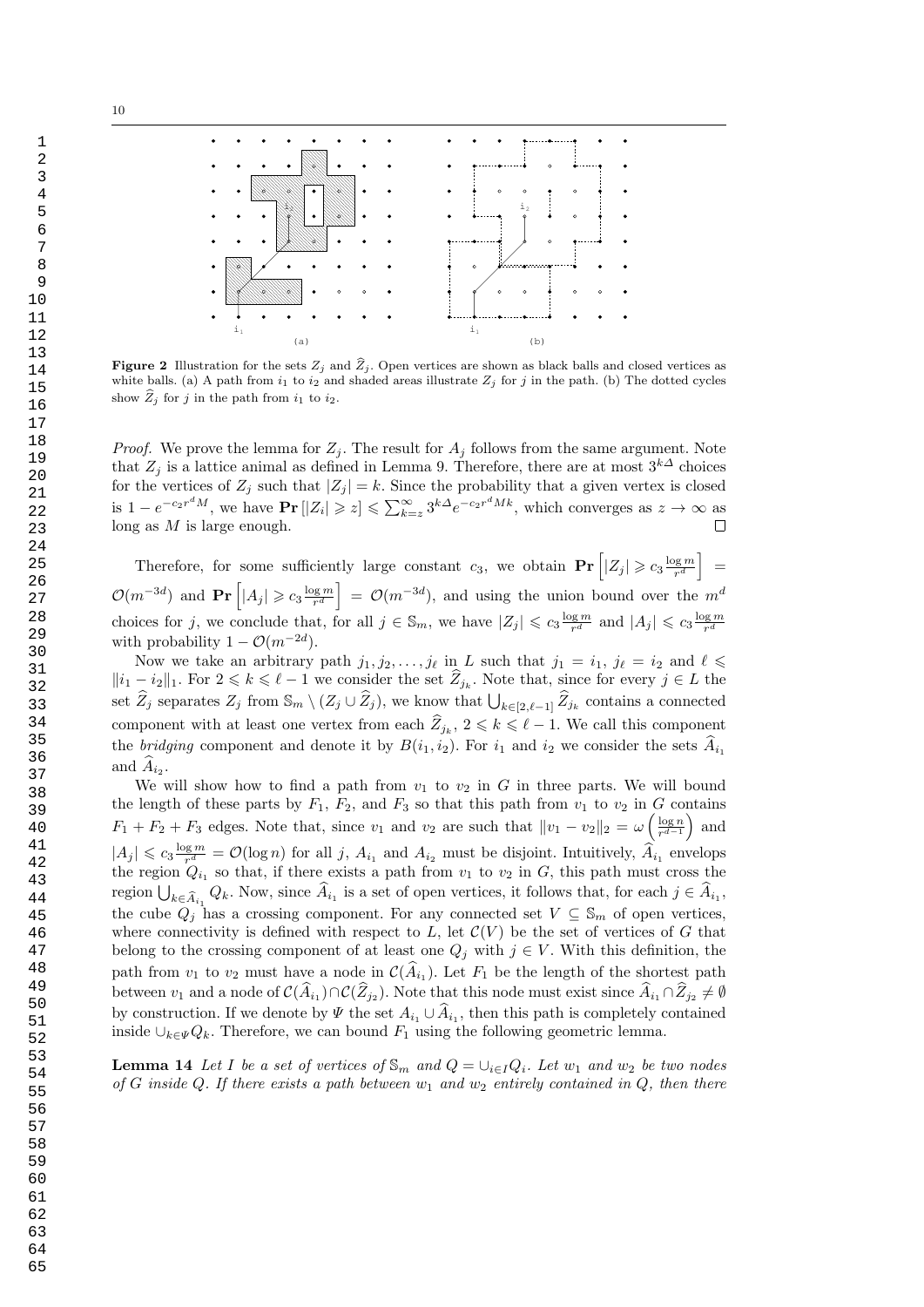**Figure 2** Illustration for the sets $Z_j$ and $\widehat{Z}_j$. Open vertices are shown as black balls and closed vertices as white balls. (a) A path from $i_1$ to $i_2$ and shaded areas illustrate $Z_j$ for $j$ in the path. (b) The dotted cycles show $\widehat{Z}_j$ for $j$ in the path from $i_1$ to $i_2$.

*Proof.* We prove the lemma for $Z_j$. The result for $A_j$ follows from the same argument. Note that $Z_j$ is a lattice animal as defined in Lemma 9. Therefore, there are at most $3^{k\Delta}$ choices for the vertices of $Z_j$ such that $|Z_j| = k$. Since the probability that a given vertex is closed is $1 - e^{-c_2 r^d M}$, we have $\mathbf{Pr}[|Z_i| \geqslant z] \leqslant \sum_{k=z}^{\infty} 3^{k\Delta} e^{-c_2 r^d M k}$, which converges as $z \to \infty$ as long as $M$ is large enough. ◻

Therefore, for some sufficiently large constant $c_3$, we obtain $\mathbf{Pr}\left[|Z_j| \geqslant c_3 \frac{\log m}{r^d}\right] = \mathcal{O}(m^{-3d})$ and $\mathbf{Pr}\left[|A_j| \geqslant c_3 \frac{\log m}{r^d}\right] = \mathcal{O}(m^{-3d})$, and using the union bound over the $m^d$ choices for $j$, we conclude that, for all $j \in \mathbb{S}_m$, we have $|Z_j| \leqslant c_3 \frac{\log m}{r^d}$ and $|A_j| \leqslant c_3 \frac{\log m}{r^d}$ with probability $1 - \mathcal{O}(m^{-2d})$.

Now we take an arbitrary path $j_1, j_2, \ldots, j_\ell$ in $L$ such that $j_1 = i_1$, $j_\ell = i_2$ and $\ell \leqslant \|i_1 - i_2\|_1$. For $2 \leqslant k \leqslant \ell - 1$ we consider the set $\widehat{Z}_{j_k}$. Note that, since for every $j \in L$ the set $\widehat{Z}_j$ separates $Z_j$ from $\mathbb{S}_m \setminus (Z_j \cup \widehat{Z}_j)$, we know that $\bigcup_{k \in [2, \ell-1]} \widehat{Z}_{j_k}$ contains a connected component with at least one vertex from each $\widehat{Z}_{j_k}$, $2 \leqslant k \leqslant \ell - 1$. We call this component the *bridging* component and denote it by $B(i_1, i_2)$. For $i_1$ and $i_2$ we consider the sets $\widehat{A}_{i_1}$ and $\widehat{A}_{i_2}$.

We will show how to find a path from $v_1$ to $v_2$ in $G$ in three parts. We will bound the length of these parts by $F_1$, $F_2$, and $F_3$ so that this path from $v_1$ to $v_2$ in $G$ contains $F_1 + F_2 + F_3$ edges. Note that, since $v_1$ and $v_2$ are such that $\|v_1 - v_2\|_2 = \omega\left(\frac{\log n}{r^{d-1}}\right)$ and $|A_j| \leqslant c_3 \frac{\log m}{r^d} = \mathcal{O}(\log n)$ for all $j$, $A_{i_1}$ and $A_{i_2}$ must be disjoint. Intuitively, $\widehat{A}_{i_1}$ envelops the region $Q_{i_1}$ so that, if there exists a path from $v_1$ to $v_2$ in $G$, this path must cross the region $\bigcup_{k \in \widehat{A}_{i_1}} Q_k$. Now, since $\widehat{A}_{i_1}$ is a set of open vertices, it follows that, for each $j \in \widehat{A}_{i_1}$, the cube $Q_j$ has a crossing component. For any connected set $V \subseteq \mathbb{S}_m$ of open vertices, where connectivity is defined with respect to $L$, let $\mathcal{C}(V)$ be the set of vertices of $G$ that belong to the crossing component of at least one $Q_j$ with $j \in V$. With this definition, the path from $v_1$ to $v_2$ must have a node in $\mathcal{C}(\widehat{A}_{i_1})$. Let $F_1$ be the length of the shortest path between $v_1$ and a node of $\mathcal{C}(\widehat{A}_{i_1}) \cap \mathcal{C}(\widehat{Z}_{j_2})$. Note that this node must exist since $\widehat{A}_{i_1} \cap \widehat{Z}_{j_2} \neq \emptyset$ by construction. If we denote by $\Psi$ the set $A_{i_1} \cup \widehat{A}_{i_1}$, then this path is completely contained inside $\cup_{k \in \Psi} Q_k$. Therefore, we can bound $F_1$ using the following geometric lemma.

**Lemma 14** *Let $I$ be a set of vertices of $\mathbb{S}_m$ and $Q = \cup_{i \in I} Q_i$. Let $w_1$ and $w_2$ be two nodes of $G$ inside $Q$. If there exists a path between $w_1$ and $w_2$ entirely contained in $Q$, then there*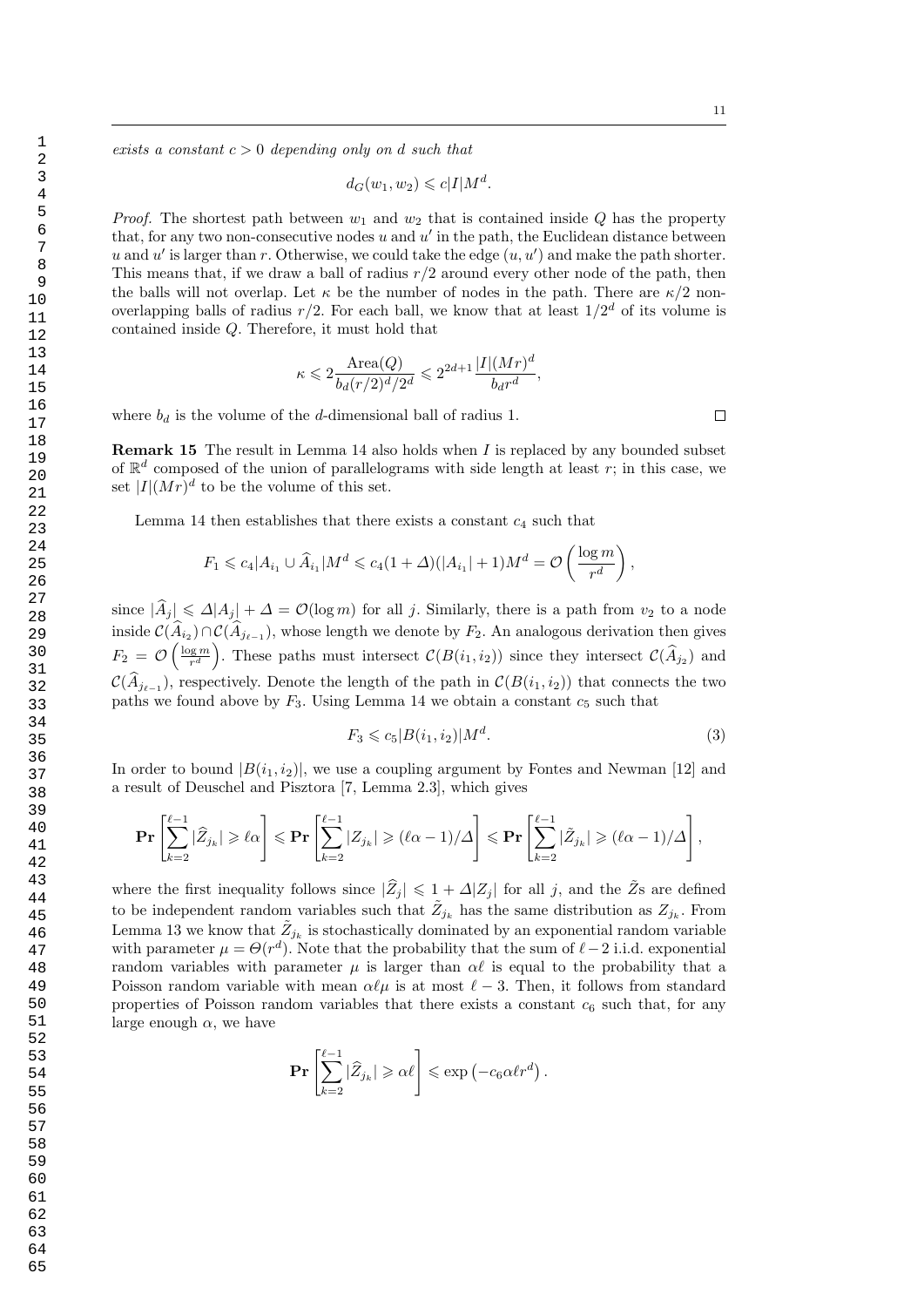*exists a constant $c > 0$ depending only on $d$ such that*

$$d_G(w_1, w_2) \leqslant c|I|M^d.$$

*Proof.* The shortest path between $w_1$ and $w_2$ that is contained inside $Q$ has the property that, for any two non-consecutive nodes $u$ and $u'$ in the path, the Euclidean distance between $u$ and $u'$ is larger than $r$. Otherwise, we could take the edge $(u, u')$ and make the path shorter. This means that, if we draw a ball of radius $r/2$ around every other node of the path, then the balls will not overlap. Let $\kappa$ be the number of nodes in the path. There are $\kappa/2$ non-overlapping balls of radius $r/2$. For each ball, we know that at least $1/2^d$ of its volume is contained inside $Q$. Therefore, it must hold that

$$\kappa \leqslant 2\frac{\text{Area}(Q)}{b_d(r/2)^d/2^d} \leqslant 2^{2d+1}\frac{|I|(Mr)^d}{b_d r^d},$$

where $b_d$ is the volume of the $d$-dimensional ball of radius 1. $\square$

**Remark 15** The result in Lemma 14 also holds when $I$ is replaced by any bounded subset of $\mathbb{R}^d$ composed of the union of parallelograms with side length at least $r$; in this case, we set $|I|(Mr)^d$ to be the volume of this set.

Lemma 14 then establishes that there exists a constant $c_4$ such that

$$F_1 \leqslant c_4|A_{i_1} \cup \widehat{A}_{i_1}|M^d \leqslant c_4(1+\varDelta)(|A_{i_1}|+1)M^d = \mathcal{O}\left(\frac{\log m}{r^d}\right),$$

since $|\widehat{A}_j| \leqslant \varDelta|A_j| + \varDelta = \mathcal{O}(\log m)$ for all $j$. Similarly, there is a path from $v_2$ to a node inside $\mathcal{C}(\widehat{A}_{i_2}) \cap \mathcal{C}(\widehat{A}_{j_{\ell-1}})$, whose length we denote by $F_2$. An analogous derivation then gives $F_2 = \mathcal{O}\left(\frac{\log m}{r^d}\right)$. These paths must intersect $\mathcal{C}(B(i_1, i_2))$ since they intersect $\mathcal{C}(\widehat{A}_{j_2})$ and $\mathcal{C}(\widehat{A}_{j_{\ell-1}})$, respectively. Denote the length of the path in $\mathcal{C}(B(i_1, i_2))$ that connects the two paths we found above by $F_3$. Using Lemma 14 we obtain a constant $c_5$ such that

$$F_3 \leqslant c_5|B(i_1, i_2)|M^d. \tag{3}$$

In order to bound $|B(i_1, i_2)|$, we use a coupling argument by Fontes and Newman [12] and a result of Deuschel and Pisztora [7, Lemma 2.3], which gives

$$\mathbf{Pr}\left[\sum_{k=2}^{\ell-1}|\widehat{Z}_{j_k}| \geqslant \ell\alpha\right] \leqslant \mathbf{Pr}\left[\sum_{k=2}^{\ell-1}|Z_{j_k}| \geqslant (\ell\alpha - 1)/\varDelta\right] \leqslant \mathbf{Pr}\left[\sum_{k=2}^{\ell-1}|\tilde{Z}_{j_k}| \geqslant (\ell\alpha - 1)/\varDelta\right],$$

where the first inequality follows since $|\widehat{Z}_j| \leqslant 1 + \varDelta|Z_j|$ for all $j$, and the $\tilde{Z}$s are defined to be independent random variables such that $\tilde{Z}_{j_k}$ has the same distribution as $Z_{j_k}$. From Lemma 13 we know that $\tilde{Z}_{j_k}$ is stochastically dominated by an exponential random variable with parameter $\mu = \Theta(r^d)$. Note that the probability that the sum of $\ell - 2$ i.i.d. exponential random variables with parameter $\mu$ is larger than $\alpha\ell$ is equal to the probability that a Poisson random variable with mean $\alpha\ell\mu$ is at most $\ell - 3$. Then, it follows from standard properties of Poisson random variables that there exists a constant $c_6$ such that, for any large enough $\alpha$, we have

$$\mathbf{Pr}\left[\sum_{k=2}^{\ell-1}|\widehat{Z}_{j_k}| \geqslant \alpha\ell\right] \leqslant \exp\left(-c_6\alpha\ell r^d\right).$$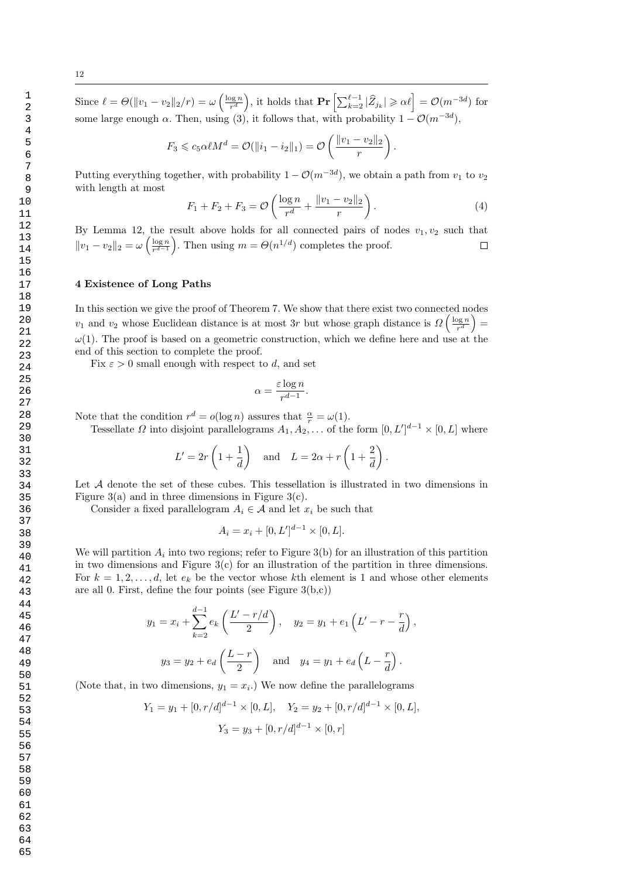Since $\ell = \Theta(\|v_1 - v_2\|_2/r) = \omega\left(\frac{\log n}{r^d}\right)$, it holds that $\mathbf{Pr}\left[\sum_{k=2}^{\ell-1} |\widehat{Z}_{j_k}| \geqslant \alpha\ell\right] = \mathcal{O}(m^{-3d})$ for some large enough $\alpha$. Then, using (3), it follows that, with probability $1 - \mathcal{O}(m^{-3d})$,

$$F_3 \leqslant c_5 \alpha \ell M^d = \mathcal{O}(\|i_1 - i_2\|_1) = \mathcal{O}\left(\frac{\|v_1 - v_2\|_2}{r}\right).$$

Putting everything together, with probability $1 - \mathcal{O}(m^{-3d})$, we obtain a path from $v_1$ to $v_2$ with length at most

$$F_1 + F_2 + F_3 = \mathcal{O}\left(\frac{\log n}{r^d} + \frac{\|v_1 - v_2\|_2}{r}\right). \tag{4}$$

By Lemma 12, the result above holds for all connected pairs of nodes $v_1, v_2$ such that $\|v_1 - v_2\|_2 = \omega\left(\frac{\log n}{r^{d-1}}\right)$. Then using $m = \Theta(n^{1/d})$ completes the proof. □

## 4 Existence of Long Paths

In this section we give the proof of Theorem 7. We show that there exist two connected nodes $v_1$ and $v_2$ whose Euclidean distance is at most $3r$ but whose graph distance is $\Omega\left(\frac{\log n}{r^d}\right) = \omega(1)$. The proof is based on a geometric construction, which we define here and use at the end of this section to complete the proof.

Fix $\varepsilon > 0$ small enough with respect to $d$, and set

$$\alpha = \frac{\varepsilon \log n}{r^{d-1}}.$$

Note that the condition $r^d = o(\log n)$ assures that $\frac{\alpha}{r} = \omega(1)$.

Tessellate $\Omega$ into disjoint parallelograms $A_1, A_2, \ldots$ of the form $[0, L']^{d-1} \times [0, L]$ where

$$L' = 2r\left(1 + \frac{1}{d}\right) \quad \text{and} \quad L = 2\alpha + r\left(1 + \frac{2}{d}\right).$$

Let $\mathcal{A}$ denote the set of these cubes. This tessellation is illustrated in two dimensions in Figure 3(a) and in three dimensions in Figure 3(c).

Consider a fixed parallelogram $A_i \in \mathcal{A}$ and let $x_i$ be such that

$$A_i = x_i + [0, L']^{d-1} \times [0, L].$$

We will partition $A_i$ into two regions; refer to Figure 3(b) for an illustration of this partition in two dimensions and Figure 3(c) for an illustration of the partition in three dimensions. For $k = 1, 2, \ldots, d$, let $e_k$ be the vector whose $k$th element is 1 and whose other elements are all 0. First, define the four points (see Figure 3(b,c))

$$y_1 = x_i + \sum_{k=2}^{d-1} e_k \left(\frac{L' - r/d}{2}\right), \quad y_2 = y_1 + e_1\left(L' - r - \frac{r}{d}\right),$$

$$y_3 = y_2 + e_d\left(\frac{L - r}{2}\right) \quad \text{and} \quad y_4 = y_1 + e_d\left(L - \frac{r}{d}\right).$$

(Note that, in two dimensions, $y_1 = x_i$.) We now define the parallelograms

$$Y_1 = y_1 + [0, r/d]^{d-1} \times [0, L], \quad Y_2 = y_2 + [0, r/d]^{d-1} \times [0, L],$$

$$Y_3 = y_3 + [0, r/d]^{d-1} \times [0, r]$$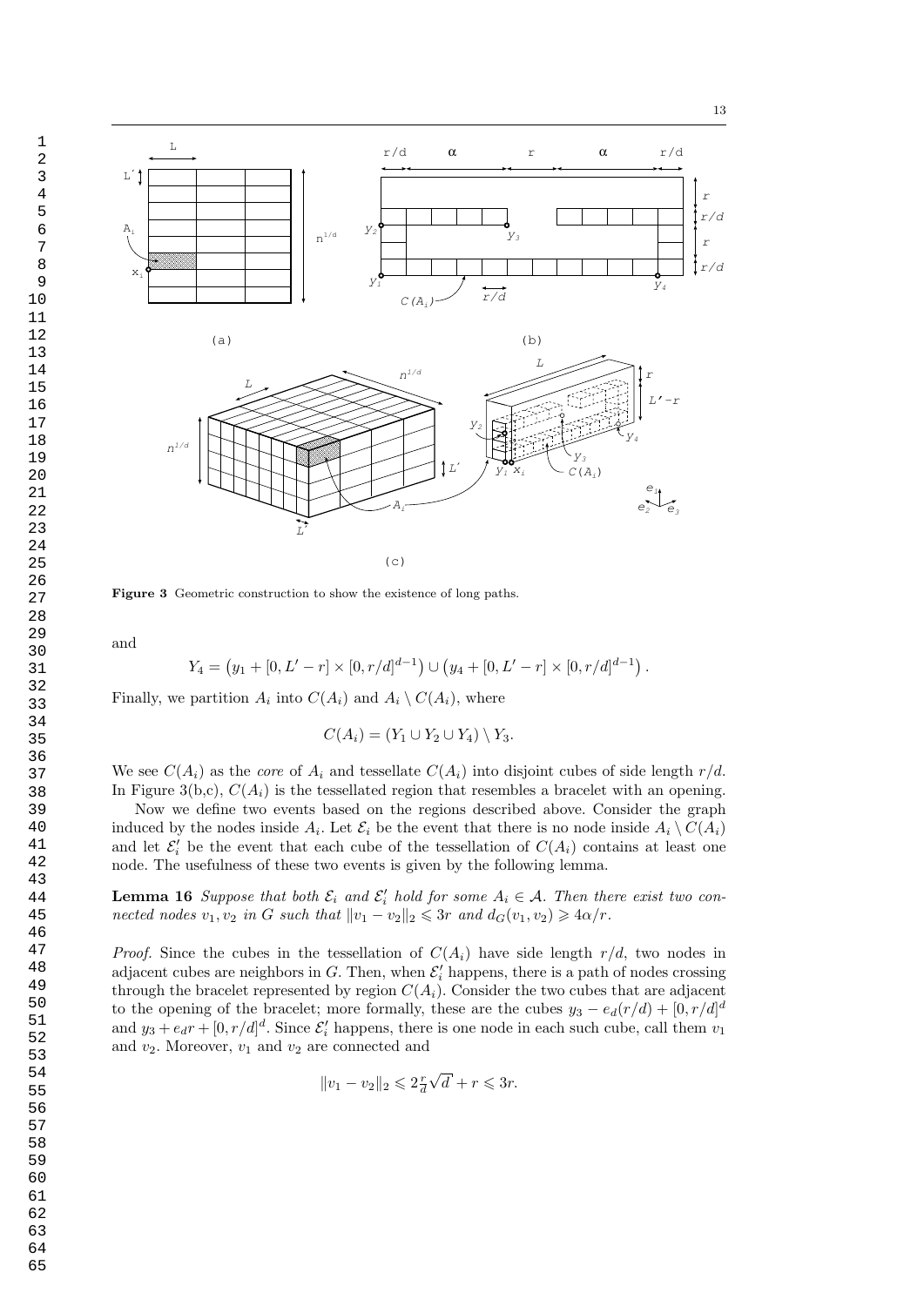Figure 3 Geometric construction to show the existence of long paths.

and

$$Y_4 = \left(y_1 + [0, L' - r] \times [0, r/d]^{d-1}\right) \cup \left(y_4 + [0, L' - r] \times [0, r/d]^{d-1}\right).$$

Finally, we partition $A_i$ into $C(A_i)$ and $A_i \setminus C(A_i)$, where

$$C(A_i) = (Y_1 \cup Y_2 \cup Y_4) \setminus Y_3.$$

We see $C(A_i)$ as the *core* of $A_i$ and tessellate $C(A_i)$ into disjoint cubes of side length $r/d$. In Figure 3(b,c), $C(A_i)$ is the tessellated region that resembles a bracelet with an opening.

Now we define two events based on the regions described above. Consider the graph induced by the nodes inside $A_i$. Let $\mathcal{E}_i$ be the event that there is no node inside $A_i \setminus C(A_i)$ and let $\mathcal{E}'_i$ be the event that each cube of the tessellation of $C(A_i)$ contains at least one node. The usefulness of these two events is given by the following lemma.

**Lemma 16** *Suppose that both $\mathcal{E}_i$ and $\mathcal{E}'_i$ hold for some $A_i \in \mathcal{A}$. Then there exist two connected nodes $v_1, v_2$ in $G$ such that $\|v_1 - v_2\|_2 \leqslant 3r$ and $d_G(v_1, v_2) \geqslant 4\alpha/r$.*

*Proof.* Since the cubes in the tessellation of $C(A_i)$ have side length $r/d$, two nodes in adjacent cubes are neighbors in $G$. Then, when $\mathcal{E}'_i$ happens, there is a path of nodes crossing through the bracelet represented by region $C(A_i)$. Consider the two cubes that are adjacent to the opening of the bracelet; more formally, these are the cubes $y_3 - e_d(r/d) + [0, r/d]^d$ and $y_3 + e_d r + [0, r/d]^d$. Since $\mathcal{E}'_i$ happens, there is one node in each such cube, call them $v_1$ and $v_2$. Moreover, $v_1$ and $v_2$ are connected and

$$\|v_1 - v_2\|_2 \leqslant 2\frac{r}{d}\sqrt{d} + r \leqslant 3r.$$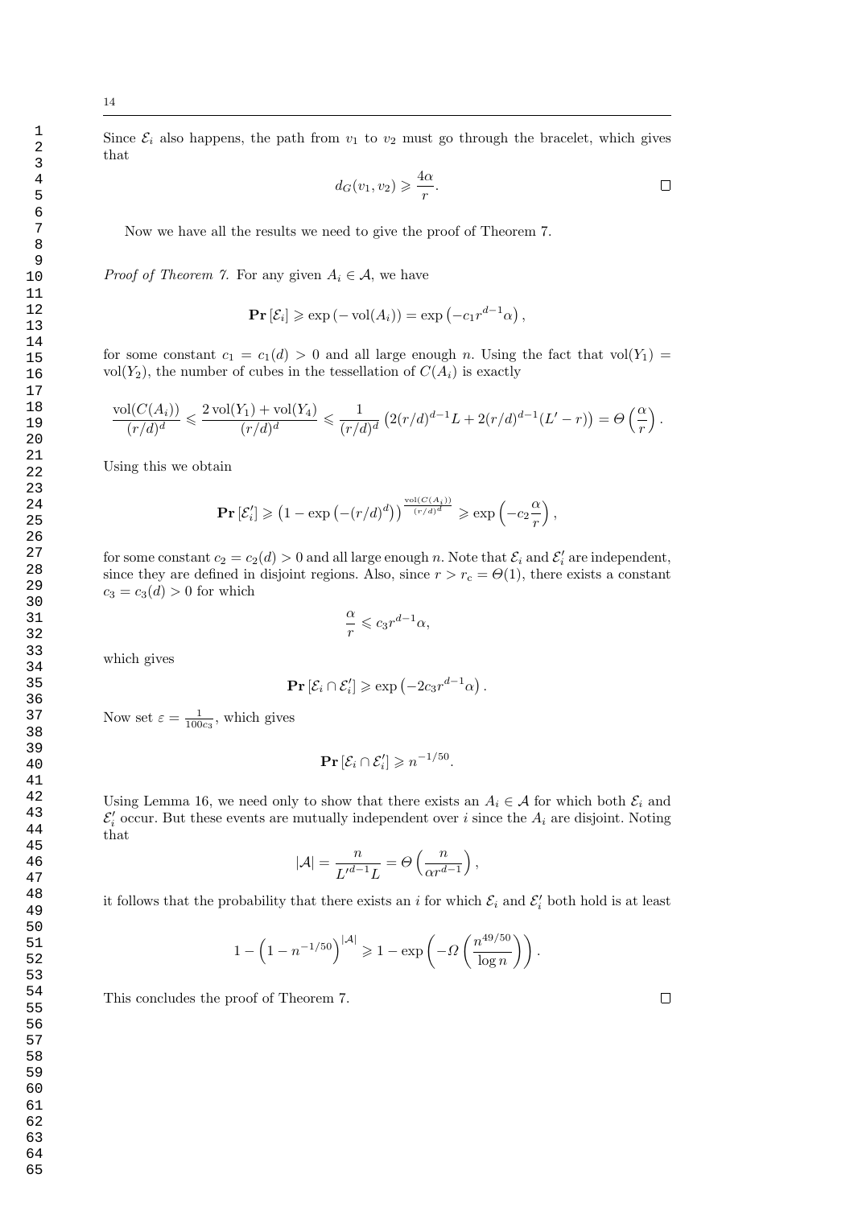Since $\mathcal{E}_i$ also happens, the path from $v_1$ to $v_2$ must go through the bracelet, which gives that

$$d_G(v_1, v_2) \geqslant \frac{4\alpha}{r}. \qquad \square$$

Now we have all the results we need to give the proof of Theorem 7.

*Proof of Theorem 7.* For any given $A_i \in \mathcal{A}$, we have

$$\mathbf{Pr}\left[\mathcal{E}_i\right] \geqslant \exp\left(-\operatorname{vol}(A_i)\right) = \exp\left(-c_1 r^{d-1}\alpha\right),$$

for some constant $c_1 = c_1(d) > 0$ and all large enough $n$. Using the fact that $\operatorname{vol}(Y_1) = \operatorname{vol}(Y_2)$, the number of cubes in the tessellation of $C(A_i)$ is exactly

$$\frac{\operatorname{vol}(C(A_i))}{(r/d)^d} \leqslant \frac{2\operatorname{vol}(Y_1) + \operatorname{vol}(Y_4)}{(r/d)^d} \leqslant \frac{1}{(r/d)^d}\left(2(r/d)^{d-1}L + 2(r/d)^{d-1}(L' - r)\right) = \Theta\left(\frac{\alpha}{r}\right).$$

Using this we obtain

$$\mathbf{Pr}\left[\mathcal{E}_i'\right] \geqslant \left(1 - \exp\left(-(r/d)^d\right)\right)^{\frac{\operatorname{vol}(C(A_i))}{(r/d)^d}} \geqslant \exp\left(-c_2\frac{\alpha}{r}\right),$$

for some constant $c_2 = c_2(d) > 0$ and all large enough $n$. Note that $\mathcal{E}_i$ and $\mathcal{E}_i'$ are independent, since they are defined in disjoint regions. Also, since $r > r_c = \Theta(1)$, there exists a constant $c_3 = c_3(d) > 0$ for which

$$\frac{\alpha}{r} \leqslant c_3 r^{d-1}\alpha,$$

which gives

$$\mathbf{Pr}\left[\mathcal{E}_i \cap \mathcal{E}_i'\right] \geqslant \exp\left(-2c_3 r^{d-1}\alpha\right).$$

Now set $\varepsilon = \frac{1}{100c_3}$, which gives

$$\mathbf{Pr}\left[\mathcal{E}_i \cap \mathcal{E}_i'\right] \geqslant n^{-1/50}.$$

Using Lemma 16, we need only to show that there exists an $A_i \in \mathcal{A}$ for which both $\mathcal{E}_i$ and $\mathcal{E}_i'$ occur. But these events are mutually independent over $i$ since the $A_i$ are disjoint. Noting that

$$|\mathcal{A}| = \frac{n}{L'^{d-1}L} = \Theta\left(\frac{n}{\alpha r^{d-1}}\right),$$

it follows that the probability that there exists an $i$ for which $\mathcal{E}_i$ and $\mathcal{E}_i'$ both hold is at least

$$1 - \left(1 - n^{-1/50}\right)^{|\mathcal{A}|} \geqslant 1 - \exp\left(-\Omega\left(\frac{n^{49/50}}{\log n}\right)\right).$$

This concludes the proof of Theorem 7. $\square$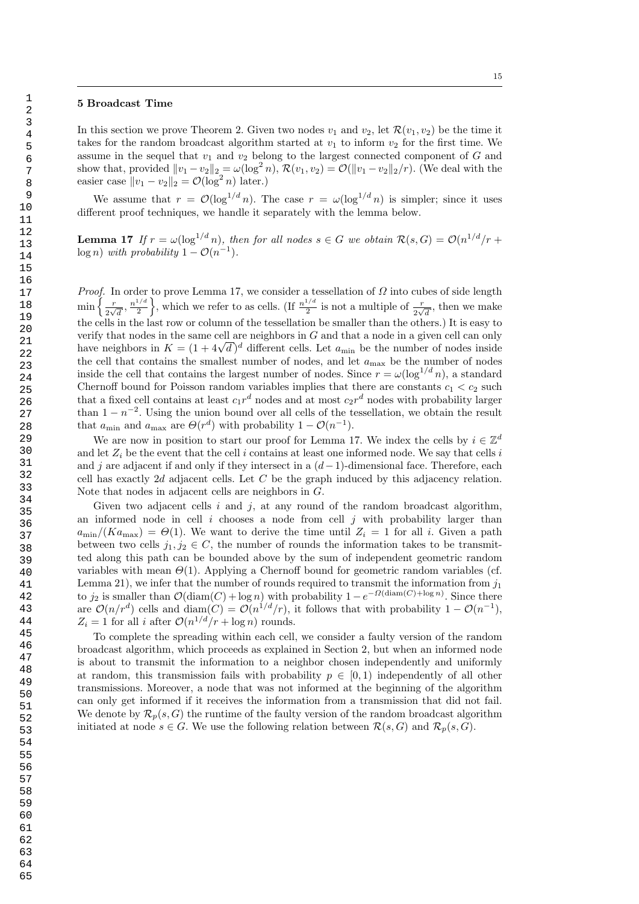## 5 Broadcast Time

In this section we prove Theorem 2. Given two nodes $v_1$ and $v_2$, let $\mathcal{R}(v_1, v_2)$ be the time it takes for the random broadcast algorithm started at $v_1$ to inform $v_2$ for the first time. We assume in the sequel that $v_1$ and $v_2$ belong to the largest connected component of $G$ and show that, provided $\|v_1 - v_2\|_2 = \omega(\log^2 n)$, $\mathcal{R}(v_1, v_2) = \mathcal{O}(\|v_1 - v_2\|_2/r)$. (We deal with the easier case $\|v_1 - v_2\|_2 = \mathcal{O}(\log^2 n)$ later.)

We assume that $r = \mathcal{O}(\log^{1/d} n)$. The case $r = \omega(\log^{1/d} n)$ is simpler; since it uses different proof techniques, we handle it separately with the lemma below.

**Lemma 17** *If $r = \omega(\log^{1/d} n)$, then for all nodes $s \in G$ we obtain $\mathcal{R}(s, G) = \mathcal{O}(n^{1/d}/r + \log n)$ with probability $1 - \mathcal{O}(n^{-1})$.*

*Proof.* In order to prove Lemma 17, we consider a tessellation of $\Omega$ into cubes of side length $\min\left\{\frac{r}{2\sqrt{d}}, \frac{n^{1/d}}{2}\right\}$, which we refer to as cells. (If $\frac{n^{1/d}}{2}$ is not a multiple of $\frac{r}{2\sqrt{d}}$, then we make the cells in the last row or column of the tessellation be smaller than the others.) It is easy to verify that nodes in the same cell are neighbors in $G$ and that a node in a given cell can only have neighbors in $K = (1 + 4\sqrt{d})^d$ different cells. Let $a_{\min}$ be the number of nodes inside the cell that contains the smallest number of nodes, and let $a_{\max}$ be the number of nodes inside the cell that contains the largest number of nodes. Since $r = \omega(\log^{1/d} n)$, a standard Chernoff bound for Poisson random variables implies that there are constants $c_1 < c_2$ such that a fixed cell contains at least $c_1 r^d$ nodes and at most $c_2 r^d$ nodes with probability larger than $1 - n^{-2}$. Using the union bound over all cells of the tessellation, we obtain the result that $a_{\min}$ and $a_{\max}$ are $\Theta(r^d)$ with probability $1 - \mathcal{O}(n^{-1})$.

We are now in position to start our proof for Lemma 17. We index the cells by $i \in \mathbb{Z}^d$ and let $Z_i$ be the event that the cell $i$ contains at least one informed node. We say that cells $i$ and $j$ are adjacent if and only if they intersect in a $(d-1)$-dimensional face. Therefore, each cell has exactly $2d$ adjacent cells. Let $C$ be the graph induced by this adjacency relation. Note that nodes in adjacent cells are neighbors in $G$.

Given two adjacent cells $i$ and $j$, at any round of the random broadcast algorithm, an informed node in cell $i$ chooses a node from cell $j$ with probability larger than $a_{\min}/(K a_{\max}) = \Theta(1)$. We want to derive the time until $Z_i = 1$ for all $i$. Given a path between two cells $j_1, j_2 \in C$, the number of rounds the information takes to be transmitted along this path can be bounded above by the sum of independent geometric random variables with mean $\Theta(1)$. Applying a Chernoff bound for geometric random variables (cf. Lemma 21), we infer that the number of rounds required to transmit the information from $j_1$ to $j_2$ is smaller than $\mathcal{O}(\text{diam}(C) + \log n)$ with probability $1 - e^{-\Omega(\text{diam}(C) + \log n)}$. Since there are $\mathcal{O}(n/r^d)$ cells and $\text{diam}(C) = \mathcal{O}(n^{1/d}/r)$, it follows that with probability $1 - \mathcal{O}(n^{-1})$, $Z_i = 1$ for all $i$ after $\mathcal{O}(n^{1/d}/r + \log n)$ rounds.

To complete the spreading within each cell, we consider a faulty version of the random broadcast algorithm, which proceeds as explained in Section 2, but when an informed node is about to transmit the information to a neighbor chosen independently and uniformly at random, this transmission fails with probability $p \in [0, 1)$ independently of all other transmissions. Moreover, a node that was not informed at the beginning of the algorithm can only get informed if it receives the information from a transmission that did not fail. We denote by $\mathcal{R}_p(s, G)$ the runtime of the faulty version of the random broadcast algorithm initiated at node $s \in G$. We use the following relation between $\mathcal{R}(s, G)$ and $\mathcal{R}_p(s, G)$.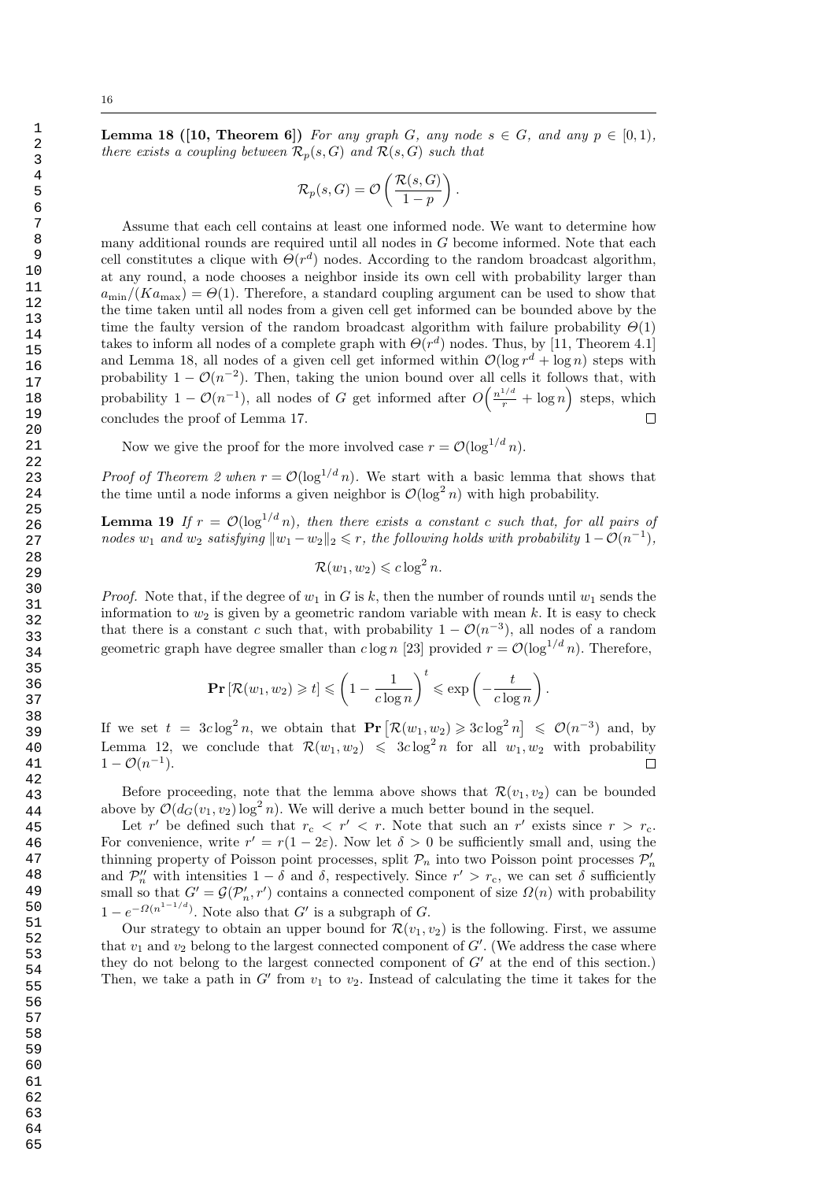**Lemma 18 ([10, Theorem 6])** *For any graph $G$, any node $s \in G$, and any $p \in [0,1)$, there exists a coupling between $\mathcal{R}_p(s,G)$ and $\mathcal{R}(s,G)$ such that*

$$\mathcal{R}_p(s,G) = \mathcal{O}\left(\frac{\mathcal{R}(s,G)}{1-p}\right).$$

Assume that each cell contains at least one informed node. We want to determine how many additional rounds are required until all nodes in $G$ become informed. Note that each cell constitutes a clique with $\Theta(r^d)$ nodes. According to the random broadcast algorithm, at any round, a node chooses a neighbor inside its own cell with probability larger than $a_{\min}/(Ka_{\max}) = \Theta(1)$. Therefore, a standard coupling argument can be used to show that the time taken until all nodes from a given cell get informed can be bounded above by the time the faulty version of the random broadcast algorithm with failure probability $\Theta(1)$ takes to inform all nodes of a complete graph with $\Theta(r^d)$ nodes. Thus, by [11, Theorem 4.1] and Lemma 18, all nodes of a given cell get informed within $\mathcal{O}(\log r^d + \log n)$ steps with probability $1 - \mathcal{O}(n^{-2})$. Then, taking the union bound over all cells it follows that, with probability $1 - \mathcal{O}(n^{-1})$, all nodes of $G$ get informed after $O\left(\frac{n^{1/d}}{r} + \log n\right)$ steps, which concludes the proof of Lemma 17. $\square$

Now we give the proof for the more involved case $r = \mathcal{O}(\log^{1/d} n)$.

*Proof of Theorem 2 when $r = \mathcal{O}(\log^{1/d} n)$.* We start with a basic lemma that shows that the time until a node informs a given neighbor is $\mathcal{O}(\log^2 n)$ with high probability.

**Lemma 19** *If $r = \mathcal{O}(\log^{1/d} n)$, then there exists a constant $c$ such that, for all pairs of nodes $w_1$ and $w_2$ satisfying $\|w_1 - w_2\|_2 \leqslant r$, the following holds with probability $1 - \mathcal{O}(n^{-1})$,*

$$\mathcal{R}(w_1, w_2) \leqslant c \log^2 n.$$

*Proof.* Note that, if the degree of $w_1$ in $G$ is $k$, then the number of rounds until $w_1$ sends the information to $w_2$ is given by a geometric random variable with mean $k$. It is easy to check that there is a constant $c$ such that, with probability $1 - \mathcal{O}(n^{-3})$, all nodes of a random geometric graph have degree smaller than $c \log n$ [23] provided $r = \mathcal{O}(\log^{1/d} n)$. Therefore,

$$\mathbf{Pr}\left[\mathcal{R}(w_1, w_2) \geqslant t\right] \leqslant \left(1 - \frac{1}{c \log n}\right)^t \leqslant \exp\left(-\frac{t}{c \log n}\right).$$

If we set $t = 3c \log^2 n$, we obtain that $\mathbf{Pr}\left[\mathcal{R}(w_1, w_2) \geqslant 3c \log^2 n\right] \leqslant \mathcal{O}(n^{-3})$ and, by Lemma 12, we conclude that $\mathcal{R}(w_1, w_2) \leqslant 3c \log^2 n$ for all $w_1, w_2$ with probability $1 - \mathcal{O}(n^{-1})$. $\square$

Before proceeding, note that the lemma above shows that $\mathcal{R}(v_1, v_2)$ can be bounded above by $\mathcal{O}(d_G(v_1, v_2) \log^2 n)$. We will derive a much better bound in the sequel.

Let $r'$ be defined such that $r_c < r' < r$. Note that such an $r'$ exists since $r > r_c$. For convenience, write $r' = r(1 - 2\varepsilon)$. Now let $\delta > 0$ be sufficiently small and, using the thinning property of Poisson point processes, split $\mathcal{P}_n$ into two Poisson point processes $\mathcal{P}_n'$ and $\mathcal{P}_n''$ with intensities $1 - \delta$ and $\delta$, respectively. Since $r' > r_c$, we can set $\delta$ sufficiently small so that $G' = \mathcal{G}(\mathcal{P}_n', r')$ contains a connected component of size $\Omega(n)$ with probability $1 - e^{-\Omega(n^{1-1/d})}$. Note also that $G'$ is a subgraph of $G$.

Our strategy to obtain an upper bound for $\mathcal{R}(v_1, v_2)$ is the following. First, we assume that $v_1$ and $v_2$ belong to the largest connected component of $G'$. (We address the case where they do not belong to the largest connected component of $G'$ at the end of this section.) Then, we take a path in $G'$ from $v_1$ to $v_2$. Instead of calculating the time it takes for the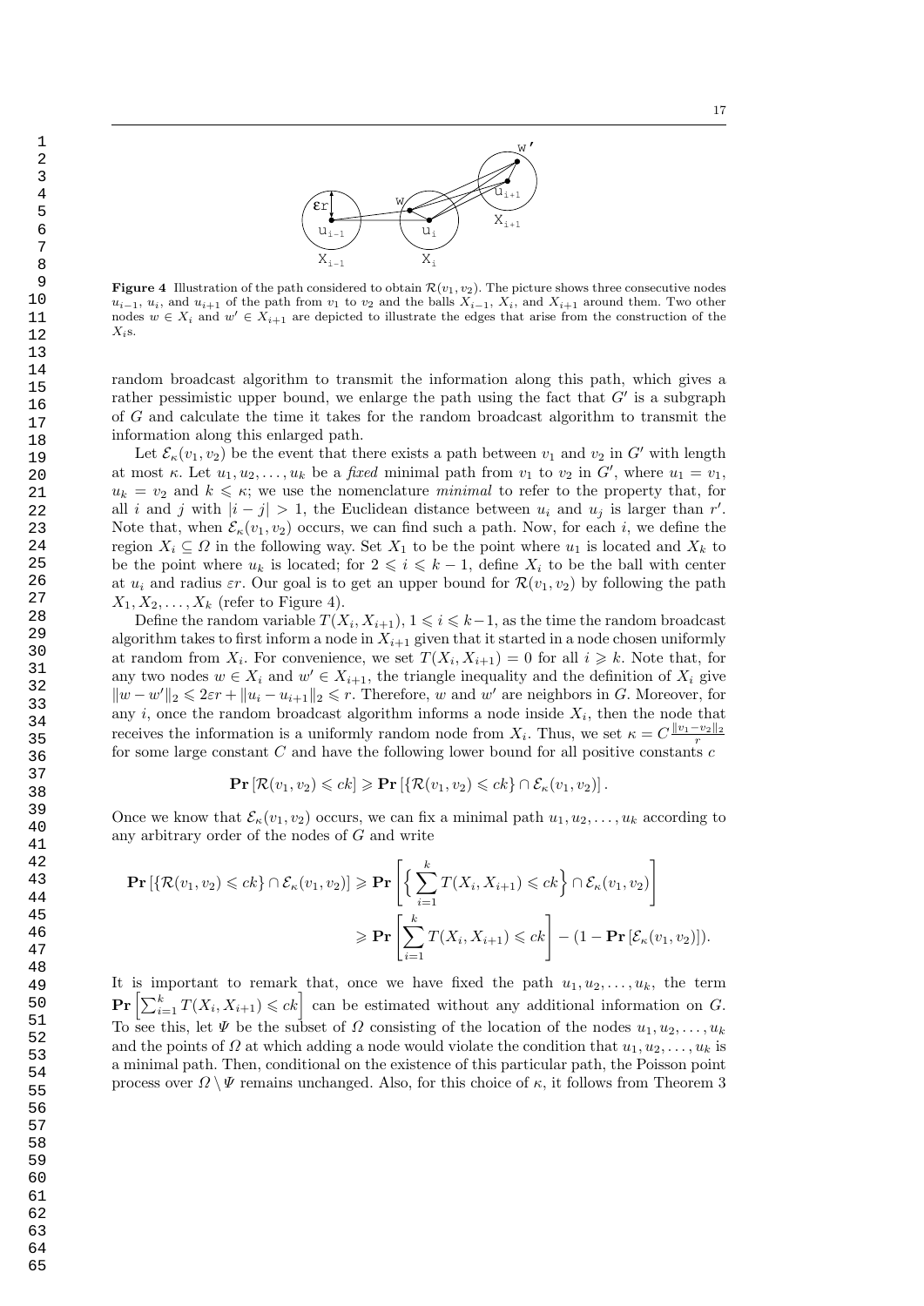**Figure 4** Illustration of the path considered to obtain $\mathcal{R}(v_1, v_2)$. The picture shows three consecutive nodes $u_{i-1}$, $u_i$, and $u_{i+1}$ of the path from $v_1$ to $v_2$ and the balls $X_{i-1}$, $X_i$, and $X_{i+1}$ around them. Two other nodes $w \in X_i$ and $w' \in X_{i+1}$ are depicted to illustrate the edges that arise from the construction of the $X_i$s.

random broadcast algorithm to transmit the information along this path, which gives a rather pessimistic upper bound, we enlarge the path using the fact that $G'$ is a subgraph of $G$ and calculate the time it takes for the random broadcast algorithm to transmit the information along this enlarged path.

Let $\mathcal{E}_\kappa(v_1, v_2)$ be the event that there exists a path between $v_1$ and $v_2$ in $G'$ with length at most $\kappa$. Let $u_1, u_2, \ldots, u_k$ be a *fixed* minimal path from $v_1$ to $v_2$ in $G'$, where $u_1 = v_1$, $u_k = v_2$ and $k \leqslant \kappa$; we use the nomenclature *minimal* to refer to the property that, for all $i$ and $j$ with $|i - j| > 1$, the Euclidean distance between $u_i$ and $u_j$ is larger than $r'$. Note that, when $\mathcal{E}_\kappa(v_1, v_2)$ occurs, we can find such a path. Now, for each $i$, we define the region $X_i \subseteq \Omega$ in the following way. Set $X_1$ to be the point where $u_1$ is located and $X_k$ to be the point where $u_k$ is located; for $2 \leqslant i \leqslant k-1$, define $X_i$ to be the ball with center at $u_i$ and radius $\varepsilon r$. Our goal is to get an upper bound for $\mathcal{R}(v_1, v_2)$ by following the path $X_1, X_2, \ldots, X_k$ (refer to Figure 4).

Define the random variable $T(X_i, X_{i+1})$, $1 \leqslant i \leqslant k-1$, as the time the random broadcast algorithm takes to first inform a node in $X_{i+1}$ given that it started in a node chosen uniformly at random from $X_i$. For convenience, we set $T(X_i, X_{i+1}) = 0$ for all $i \geqslant k$. Note that, for any two nodes $w \in X_i$ and $w' \in X_{i+1}$, the triangle inequality and the definition of $X_i$ give $\|w - w'\|_2 \leqslant 2\varepsilon r + \|u_i - u_{i+1}\|_2 \leqslant r$. Therefore, $w$ and $w'$ are neighbors in $G$. Moreover, for any $i$, once the random broadcast algorithm informs a node inside $X_i$, then the node that receives the information is a uniformly random node from $X_i$. Thus, we set $\kappa = C\frac{\|v_1 - v_2\|_2}{r}$ for some large constant $C$ and have the following lower bound for all positive constants $c$

$$\mathbf{Pr}\left[\mathcal{R}(v_1, v_2) \leqslant ck\right] \geqslant \mathbf{Pr}\left[\{\mathcal{R}(v_1, v_2) \leqslant ck\} \cap \mathcal{E}_\kappa(v_1, v_2)\right].$$

Once we know that $\mathcal{E}_\kappa(v_1, v_2)$ occurs, we can fix a minimal path $u_1, u_2, \ldots, u_k$ according to any arbitrary order of the nodes of $G$ and write

$$\begin{aligned}
\mathbf{Pr}\left[\{\mathcal{R}(v_1, v_2) \leqslant ck\} \cap \mathcal{E}_\kappa(v_1, v_2)\right] &\geqslant \mathbf{Pr}\left[\left\{\sum_{i=1}^{k} T(X_i, X_{i+1}) \leqslant ck\right\} \cap \mathcal{E}_\kappa(v_1, v_2)\right] \\
&\geqslant \mathbf{Pr}\left[\sum_{i=1}^{k} T(X_i, X_{i+1}) \leqslant ck\right] - (1 - \mathbf{Pr}\left[\mathcal{E}_\kappa(v_1, v_2)\right]).
\end{aligned}$$

It is important to remark that, once we have fixed the path $u_1, u_2, \ldots, u_k$, the term $\mathbf{Pr}\left[\sum_{i=1}^{k} T(X_i, X_{i+1}) \leqslant ck\right]$ can be estimated without any additional information on $G$. To see this, let $\Psi$ be the subset of $\Omega$ consisting of the location of the nodes $u_1, u_2, \ldots, u_k$ and the points of $\Omega$ at which adding a node would violate the condition that $u_1, u_2, \ldots, u_k$ is a minimal path. Then, conditional on the existence of this particular path, the Poisson point process over $\Omega \setminus \Psi$ remains unchanged. Also, for this choice of $\kappa$, it follows from Theorem 3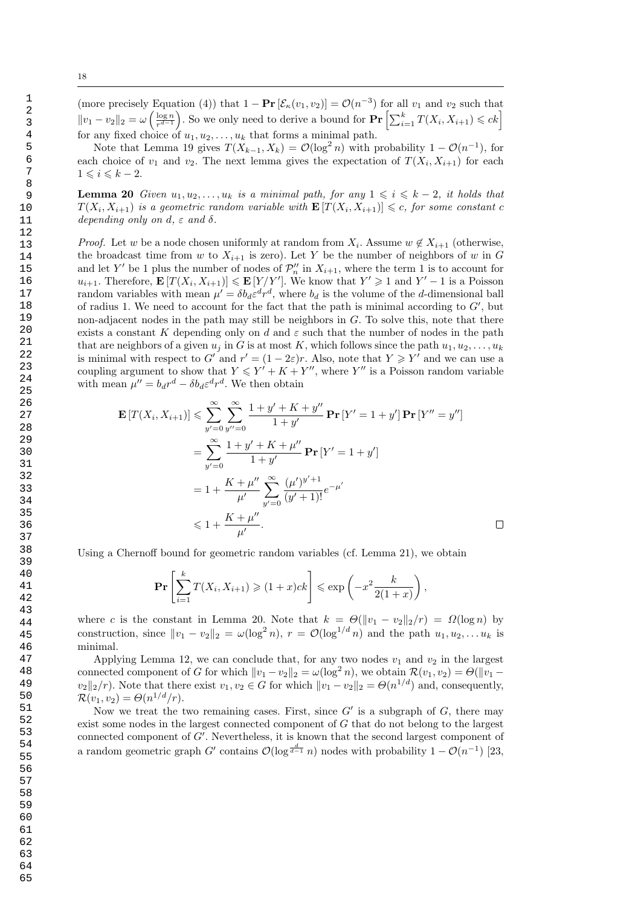(more precisely Equation (4)) that $1 - \mathbf{Pr}\left[\mathcal{E}_\kappa(v_1, v_2)\right] = \mathcal{O}(n^{-3})$ for all $v_1$ and $v_2$ such that $\|v_1 - v_2\|_2 = \omega\left(\frac{\log n}{r^{d-1}}\right)$. So we only need to derive a bound for $\mathbf{Pr}\left[\sum_{i=1}^{k} T(X_i, X_{i+1}) \leqslant ck\right]$ for any fixed choice of $u_1, u_2, \ldots, u_k$ that forms a minimal path.

Note that Lemma 19 gives $T(X_{k-1}, X_k) = \mathcal{O}(\log^2 n)$ with probability $1 - \mathcal{O}(n^{-1})$, for each choice of $v_1$ and $v_2$. The next lemma gives the expectation of $T(X_i, X_{i+1})$ for each $1 \leqslant i \leqslant k-2$.

**Lemma 20** *Given $u_1, u_2, \ldots, u_k$ is a minimal path, for any $1 \leqslant i \leqslant k-2$, it holds that $T(X_i, X_{i+1})$ is a geometric random variable with $\mathbf{E}\left[T(X_i, X_{i+1})\right] \leqslant c$, for some constant $c$ depending only on $d$, $\varepsilon$ and $\delta$.*

*Proof.* Let $w$ be a node chosen uniformly at random from $X_i$. Assume $w \notin X_{i+1}$ (otherwise, the broadcast time from $w$ to $X_{i+1}$ is zero). Let $Y$ be the number of neighbors of $w$ in $G$ and let $Y'$ be 1 plus the number of nodes of $\mathcal{P}''_n$ in $X_{i+1}$, where the term 1 is to account for $u_{i+1}$. Therefore, $\mathbf{E}\left[T(X_i, X_{i+1})\right] \leqslant \mathbf{E}\left[Y/Y'\right]$. We know that $Y' \geqslant 1$ and $Y' - 1$ is a Poisson random variables with mean $\mu' = \delta b_d \varepsilon^d r^d$, where $b_d$ is the volume of the $d$-dimensional ball of radius 1. We need to account for the fact that the path is minimal according to $G'$, but non-adjacent nodes in the path may still be neighbors in $G$. To solve this, note that there exists a constant $K$ depending only on $d$ and $\varepsilon$ such that the number of nodes in the path that are neighbors of a given $u_j$ in $G$ is at most $K$, which follows since the path $u_1, u_2, \ldots, u_k$ is minimal with respect to $G'$ and $r' = (1-2\varepsilon)r$. Also, note that $Y \geqslant Y'$ and we can use a coupling argument to show that $Y \leqslant Y' + K + Y''$, where $Y''$ is a Poisson random variable with mean $\mu'' = b_d r^d - \delta b_d \varepsilon^d r^d$. We then obtain

$$
\begin{aligned}
\mathbf{E}\left[T(X_i, X_{i+1})\right] &\leqslant \sum_{y'=0}^{\infty} \sum_{y''=0}^{\infty} \frac{1 + y' + K + y''}{1 + y'} \mathbf{Pr}\left[Y' = 1 + y'\right] \mathbf{Pr}\left[Y'' = y''\right] \\
&= \sum_{y'=0}^{\infty} \frac{1 + y' + K + \mu''}{1 + y'} \mathbf{Pr}\left[Y' = 1 + y'\right] \\
&= 1 + \frac{K + \mu''}{\mu'} \sum_{y'=0}^{\infty} \frac{(\mu')^{y'+1}}{(y'+1)!} e^{-\mu'} \\
&\leqslant 1 + \frac{K + \mu''}{\mu'}.
\end{aligned}
$$

□

Using a Chernoff bound for geometric random variables (cf. Lemma 21), we obtain

$$
\mathbf{Pr}\left[\sum_{i=1}^{k} T(X_i, X_{i+1}) \geqslant (1+x)ck\right] \leqslant \exp\left(-x^2 \frac{k}{2(1+x)}\right),
$$

where $c$ is the constant in Lemma 20. Note that $k = \Theta(\|v_1 - v_2\|_2 / r) = \Omega(\log n)$ by construction, since $\|v_1 - v_2\|_2 = \omega(\log^2 n)$, $r = \mathcal{O}(\log^{1/d} n)$ and the path $u_1, u_2, \ldots u_k$ is minimal.

Applying Lemma 12, we can conclude that, for any two nodes $v_1$ and $v_2$ in the largest connected component of $G$ for which $\|v_1 - v_2\|_2 = \omega(\log^2 n)$, we obtain $\mathcal{R}(v_1, v_2) = \Theta(\|v_1 - v_2\|_2 / r)$. Note that there exist $v_1, v_2 \in G$ for which $\|v_1 - v_2\|_2 = \Theta(n^{1/d})$ and, consequently, $\mathcal{R}(v_1, v_2) = \Theta(n^{1/d}/r)$.

Now we treat the two remaining cases. First, since $G'$ is a subgraph of $G$, there may exist some nodes in the largest connected component of $G$ that do not belong to the largest connected component of $G'$. Nevertheless, it is known that the second largest component of a random geometric graph $G'$ contains $\mathcal{O}(\log^{\frac{d}{d-1}} n)$ nodes with probability $1 - \mathcal{O}(n^{-1})$ [23,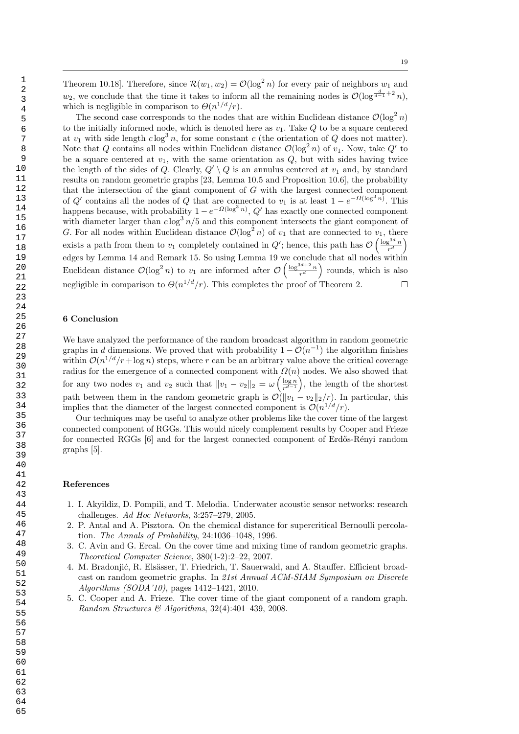Theorem 10.18]. Therefore, since $\mathcal{R}(w_1, w_2) = \mathcal{O}(\log^2 n)$ for every pair of neighbors $w_1$ and $w_2$, we conclude that the time it takes to inform all the remaining nodes is $\mathcal{O}(\log^{\frac{d}{d-1}+2} n)$, which is negligible in comparison to $\Theta(n^{1/d}/r)$.

The second case corresponds to the nodes that are within Euclidean distance $\mathcal{O}(\log^2 n)$ to the initially informed node, which is denoted here as $v_1$. Take $Q$ to be a square centered at $v_1$ with side length $c \log^3 n$, for some constant $c$ (the orientation of $Q$ does not matter). Note that $Q$ contains all nodes within Euclidean distance $\mathcal{O}(\log^2 n)$ of $v_1$. Now, take $Q'$ to be a square centered at $v_1$, with the same orientation as $Q$, but with sides having twice the length of the sides of $Q$. Clearly, $Q' \setminus Q$ is an annulus centered at $v_1$ and, by standard results on random geometric graphs [23, Lemma 10.5 and Proposition 10.6], the probability that the intersection of the giant component of $G$ with the largest connected component of $Q'$ contains all the nodes of $Q$ that are connected to $v_1$ is at least $1 - e^{-\Omega(\log^3 n)}$. This happens because, with probability $1 - e^{-\Omega(\log^3 n)}$, $Q'$ has exactly one connected component with diameter larger than $c \log^3 n/5$ and this component intersects the giant component of $G$. For all nodes within Euclidean distance $\mathcal{O}(\log^2 n)$ of $v_1$ that are connected to $v_1$, there exists a path from them to $v_1$ completely contained in $Q'$; hence, this path has $\mathcal{O}\left(\frac{\log^{3d} n}{r^d}\right)$ edges by Lemma 14 and Remark 15. So using Lemma 19 we conclude that all nodes within Euclidean distance $\mathcal{O}(\log^2 n)$ to $v_1$ are informed after $\mathcal{O}\left(\frac{\log^{3d+2} n}{r^d}\right)$ rounds, which is also negligible in comparison to $\Theta(n^{1/d}/r)$. This completes the proof of Theorem 2. $\square$

## 6 Conclusion

We have analyzed the performance of the random broadcast algorithm in random geometric graphs in $d$ dimensions. We proved that with probability $1 - \mathcal{O}(n^{-1})$ the algorithm finishes within $\mathcal{O}(n^{1/d}/r + \log n)$ steps, where $r$ can be an arbitrary value above the critical coverage radius for the emergence of a connected component with $\Omega(n)$ nodes. We also showed that for any two nodes $v_1$ and $v_2$ such that $\|v_1 - v_2\|_2 = \omega\left(\frac{\log n}{r^{d-1}}\right)$, the length of the shortest path between them in the random geometric graph is $\mathcal{O}(\|v_1 - v_2\|_2/r)$. In particular, this implies that the diameter of the largest connected component is $\mathcal{O}(n^{1/d}/r)$.

Our techniques may be useful to analyze other problems like the cover time of the largest connected component of RGGs. This would nicely complement results by Cooper and Frieze for connected RGGs [6] and for the largest connected component of Erdős-Rényi random graphs [5].

## References

1. I. Akyildiz, D. Pompili, and T. Melodia. Underwater acoustic sensor networks: research challenges. *Ad Hoc Networks*, 3:257–279, 2005.
2. P. Antal and A. Pisztora. On the chemical distance for supercritical Bernoulli percolation. *The Annals of Probability*, 24:1036–1048, 1996.
3. C. Avin and G. Ercal. On the cover time and mixing time of random geometric graphs. *Theoretical Computer Science*, 380(1-2):2–22, 2007.
4. M. Bradonjić, R. Elsässer, T. Friedrich, T. Sauerwald, and A. Stauffer. Efficient broadcast on random geometric graphs. In *21st Annual ACM-SIAM Symposium on Discrete Algorithms (SODA'10)*, pages 1412–1421, 2010.
5. C. Cooper and A. Frieze. The cover time of the giant component of a random graph. *Random Structures & Algorithms*, 32(4):401–439, 2008.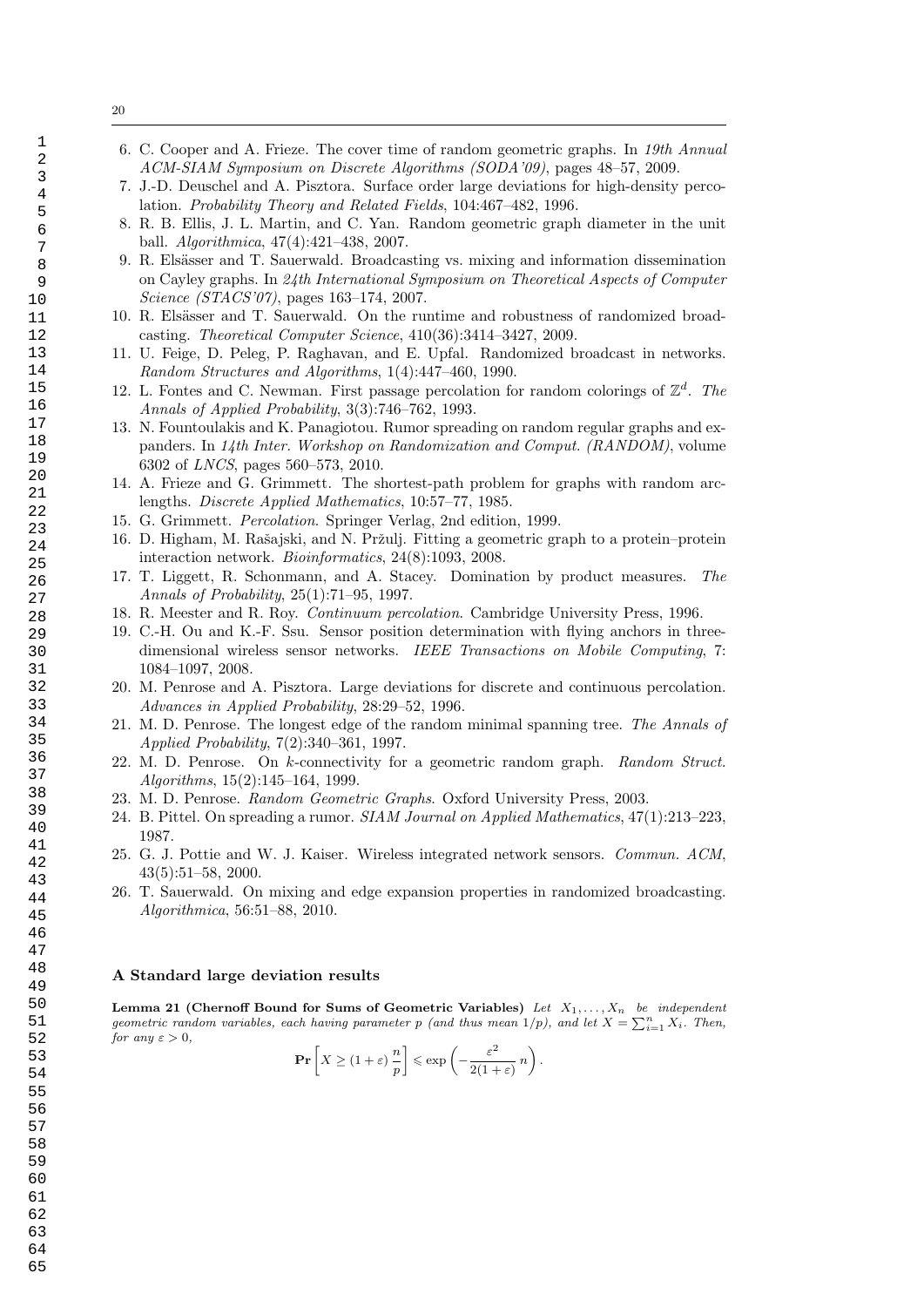6. C. Cooper and A. Frieze. The cover time of random geometric graphs. In *19th Annual ACM-SIAM Symposium on Discrete Algorithms (SODA'09)*, pages 48–57, 2009.
7. J.-D. Deuschel and A. Pisztora. Surface order large deviations for high-density percolation. *Probability Theory and Related Fields*, 104:467–482, 1996.
8. R. B. Ellis, J. L. Martin, and C. Yan. Random geometric graph diameter in the unit ball. *Algorithmica*, 47(4):421–438, 2007.
9. R. Elsässer and T. Sauerwald. Broadcasting vs. mixing and information dissemination on Cayley graphs. In *24th International Symposium on Theoretical Aspects of Computer Science (STACS'07)*, pages 163–174, 2007.
10. R. Elsässer and T. Sauerwald. On the runtime and robustness of randomized broadcasting. *Theoretical Computer Science*, 410(36):3414–3427, 2009.
11. U. Feige, D. Peleg, P. Raghavan, and E. Upfal. Randomized broadcast in networks. *Random Structures and Algorithms*, 1(4):447–460, 1990.
12. L. Fontes and C. Newman. First passage percolation for random colorings of $\mathbb{Z}^d$. *The Annals of Applied Probability*, 3(3):746–762, 1993.
13. N. Fountoulakis and K. Panagiotou. Rumor spreading on random regular graphs and expanders. In *14th Inter. Workshop on Randomization and Comput. (RANDOM)*, volume 6302 of *LNCS*, pages 560–573, 2010.
14. A. Frieze and G. Grimmett. The shortest-path problem for graphs with random arc-lengths. *Discrete Applied Mathematics*, 10:57–77, 1985.
15. G. Grimmett. *Percolation*. Springer Verlag, 2nd edition, 1999.
16. D. Higham, M. Rašajski, and N. Pržulj. Fitting a geometric graph to a protein–protein interaction network. *Bioinformatics*, 24(8):1093, 2008.
17. T. Liggett, R. Schonmann, and A. Stacey. Domination by product measures. *The Annals of Probability*, 25(1):71–95, 1997.
18. R. Meester and R. Roy. *Continuum percolation*. Cambridge University Press, 1996.
19. C.-H. Ou and K.-F. Ssu. Sensor position determination with flying anchors in three-dimensional wireless sensor networks. *IEEE Transactions on Mobile Computing*, 7: 1084–1097, 2008.
20. M. Penrose and A. Pisztora. Large deviations for discrete and continuous percolation. *Advances in Applied Probability*, 28:29–52, 1996.
21. M. D. Penrose. The longest edge of the random minimal spanning tree. *The Annals of Applied Probability*, 7(2):340–361, 1997.
22. M. D. Penrose. On $k$-connectivity for a geometric random graph. *Random Struct. Algorithms*, 15(2):145–164, 1999.
23. M. D. Penrose. *Random Geometric Graphs*. Oxford University Press, 2003.
24. B. Pittel. On spreading a rumor. *SIAM Journal on Applied Mathematics*, 47(1):213–223, 1987.
25. G. J. Pottie and W. J. Kaiser. Wireless integrated network sensors. *Commun. ACM*, 43(5):51–58, 2000.
26. T. Sauerwald. On mixing and edge expansion properties in randomized broadcasting. *Algorithmica*, 56:51–88, 2010.

## A Standard large deviation results

**Lemma 21 (Chernoff Bound for Sums of Geometric Variables)** *Let $X_1, \ldots, X_n$ be independent geometric random variables, each having parameter $p$ (and thus mean $1/p$), and let $X = \sum_{i=1}^{n} X_i$. Then, for any $\varepsilon > 0$,*

$$\mathbf{Pr}\left[X \geq (1+\varepsilon)\,\frac{n}{p}\right] \leqslant \exp\left(-\frac{\varepsilon^2}{2(1+\varepsilon)}\,n\right).$$